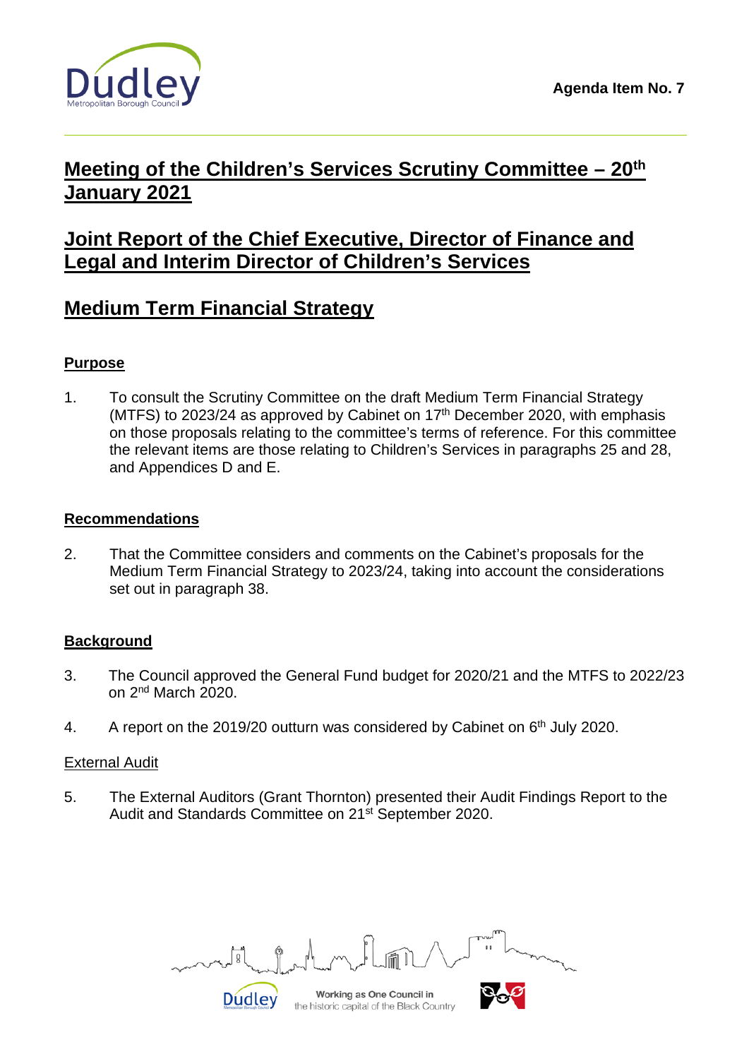Agenda Item No. 7

# Meeting of the Children's Services Scrutiny Committee – 20th January 2021

# Joint Report of the Chief Executive, Director of Finance and Legal and Interim Director of Children's Services

# Medium Term Financial Strategy

## Purpose

1. To consult the Scrutiny Committee on the draft Medium Term Financial Strategy (MTFS) to 2023/24 as approved by Cabinet on 17th December 2020, with emphasis on those proposals relating to the committee's terms of reference. For this committee the relevant items are those relating to Children's Services in paragraphs 25 and 28, and Appendices D and E.

## Recommendations

2. That the Committee considers and comments on the Cabinet's proposals for the Medium Term Financial Strategy to 2023/24, taking into account the considerations set out in paragraph 38.

## Background

3. The Council approved the General Fund budget for 2020/21 and the MTFS to 2022/23 on 2nd March 2020.

4. A report on the 2019/20 outturn was considered by Cabinet on 6th July 2020.

### External Audit

5. The External Auditors (Grant Thornton) presented their Audit Findings Report to the Audit and Standards Committee on 21st September 2020.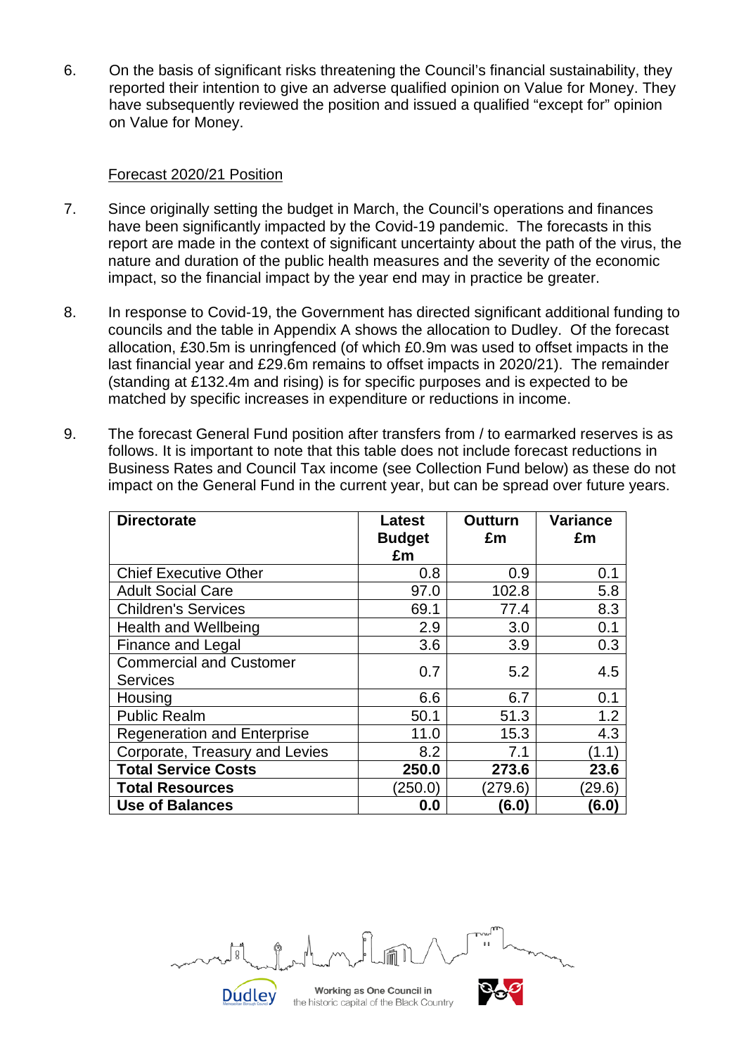6. On the basis of significant risks threatening the Council's financial sustainability, they reported their intention to give an adverse qualified opinion on Value for Money. They have subsequently reviewed the position and issued a qualified "except for" opinion on Value for Money.

<u>Forecast 2020/21 Position</u>

7. Since originally setting the budget in March, the Council's operations and finances have been significantly impacted by the Covid-19 pandemic. The forecasts in this report are made in the context of significant uncertainty about the path of the virus, the nature and duration of the public health measures and the severity of the economic impact, so the financial impact by the year end may in practice be greater.

8. In response to Covid-19, the Government has directed significant additional funding to councils and the table in Appendix A shows the allocation to Dudley. Of the forecast allocation, £30.5m is unringfenced (of which £0.9m was used to offset impacts in the last financial year and £29.6m remains to offset impacts in 2020/21). The remainder (standing at £132.4m and rising) is for specific purposes and is expected to be matched by specific increases in expenditure or reductions in income.

9. The forecast General Fund position after transfers from / to earmarked reserves is as follows. It is important to note that this table does not include forecast reductions in Business Rates and Council Tax income (see Collection Fund below) as these do not impact on the General Fund in the current year, but can be spread over future years.

| Directorate | Latest Budget £m | Outturn £m | Variance £m |
|---|---|---|---|
| Chief Executive Other | 0.8 | 0.9 | 0.1 |
| Adult Social Care | 97.0 | 102.8 | 5.8 |
| Children's Services | 69.1 | 77.4 | 8.3 |
| Health and Wellbeing | 2.9 | 3.0 | 0.1 |
| Finance and Legal | 3.6 | 3.9 | 0.3 |
| Commercial and Customer Services | 0.7 | 5.2 | 4.5 |
| Housing | 6.6 | 6.7 | 0.1 |
| Public Realm | 50.1 | 51.3 | 1.2 |
| Regeneration and Enterprise | 11.0 | 15.3 | 4.3 |
| Corporate, Treasury and Levies | 8.2 | 7.1 | (1.1) |
| **Total Service Costs** | **250.0** | **273.6** | **23.6** |
| **Total Resources** | (250.0) | (279.6) | (29.6) |
| **Use of Balances** | **0.0** | **(6.0)** | **(6.0)** |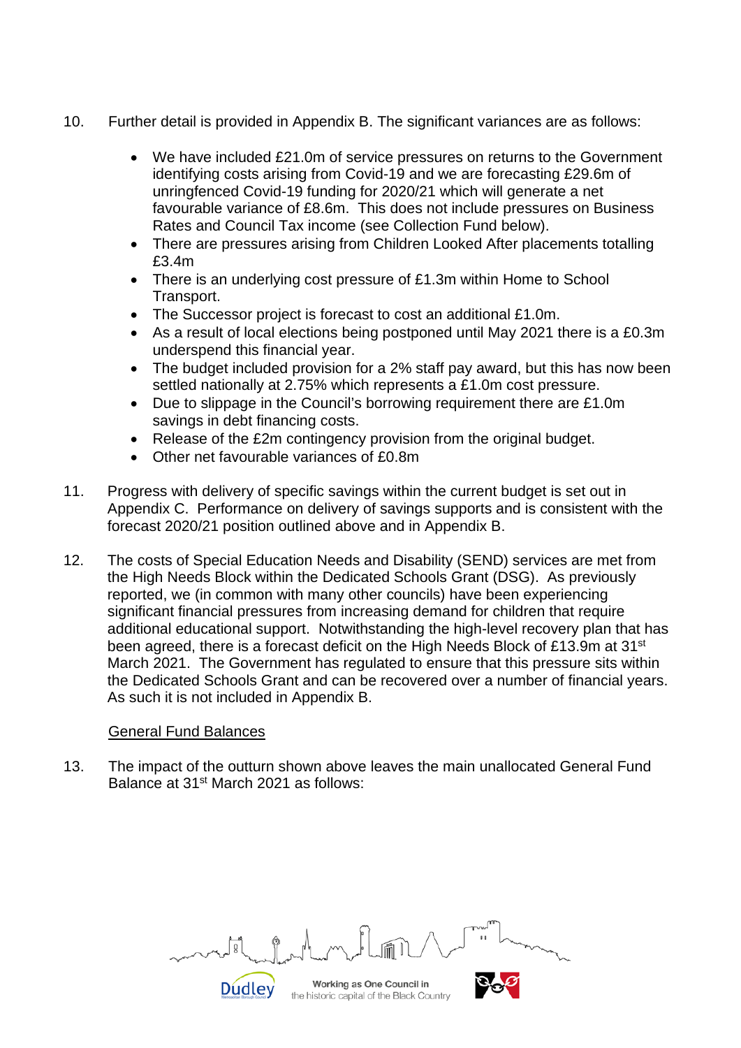10. Further detail is provided in Appendix B. The significant variances are as follows:

    - We have included £21.0m of service pressures on returns to the Government identifying costs arising from Covid-19 and we are forecasting £29.6m of unringfenced Covid-19 funding for 2020/21 which will generate a net favourable variance of £8.6m. This does not include pressures on Business Rates and Council Tax income (see Collection Fund below).
    - There are pressures arising from Children Looked After placements totalling £3.4m
    - There is an underlying cost pressure of £1.3m within Home to School Transport.
    - The Successor project is forecast to cost an additional £1.0m.
    - As a result of local elections being postponed until May 2021 there is a £0.3m underspend this financial year.
    - The budget included provision for a 2% staff pay award, but this has now been settled nationally at 2.75% which represents a £1.0m cost pressure.
    - Due to slippage in the Council's borrowing requirement there are £1.0m savings in debt financing costs.
    - Release of the £2m contingency provision from the original budget.
    - Other net favourable variances of £0.8m

11. Progress with delivery of specific savings within the current budget is set out in Appendix C. Performance on delivery of savings supports and is consistent with the forecast 2020/21 position outlined above and in Appendix B.

12. The costs of Special Education Needs and Disability (SEND) services are met from the High Needs Block within the Dedicated Schools Grant (DSG). As previously reported, we (in common with many other councils) have been experiencing significant financial pressures from increasing demand for children that require additional educational support. Notwithstanding the high-level recovery plan that has been agreed, there is a forecast deficit on the High Needs Block of £13.9m at 31st March 2021. The Government has regulated to ensure that this pressure sits within the Dedicated Schools Grant and can be recovered over a number of financial years. As such it is not included in Appendix B.

<u>General Fund Balances</u>

13. The impact of the outturn shown above leaves the main unallocated General Fund Balance at 31st March 2021 as follows: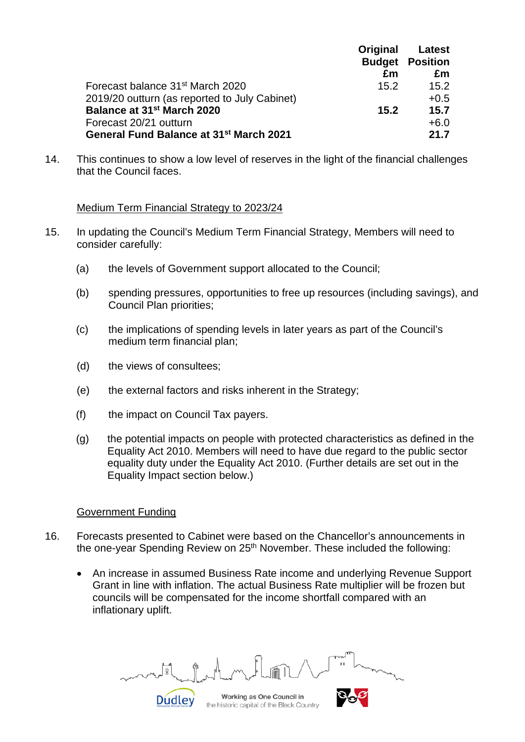| | Original Budget £m | Latest Position £m |
|---|---|---|
| Forecast balance 31st March 2020 | 15.2 | 15.2 |
| 2019/20 outturn (as reported to July Cabinet) | | +0.5 |
| **Balance at 31st March 2020** | **15.2** | **15.7** |
| Forecast 20/21 outturn | | +6.0 |
| **General Fund Balance at 31st March 2021** | | **21.7** |

14. This continues to show a low level of reserves in the light of the financial challenges that the Council faces.

Medium Term Financial Strategy to 2023/24

15. In updating the Council's Medium Term Financial Strategy, Members will need to consider carefully:

    (a) the levels of Government support allocated to the Council;

    (b) spending pressures, opportunities to free up resources (including savings), and Council Plan priorities;

    (c) the implications of spending levels in later years as part of the Council's medium term financial plan;

    (d) the views of consultees;

    (e) the external factors and risks inherent in the Strategy;

    (f) the impact on Council Tax payers.

    (g) the potential impacts on people with protected characteristics as defined in the Equality Act 2010. Members will need to have due regard to the public sector equality duty under the Equality Act 2010. (Further details are set out in the Equality Impact section below.)

Government Funding

16. Forecasts presented to Cabinet were based on the Chancellor's announcements in the one-year Spending Review on 25th November. These included the following:

    - An increase in assumed Business Rate income and underlying Revenue Support Grant in line with inflation. The actual Business Rate multiplier will be frozen but councils will be compensated for the income shortfall compared with an inflationary uplift.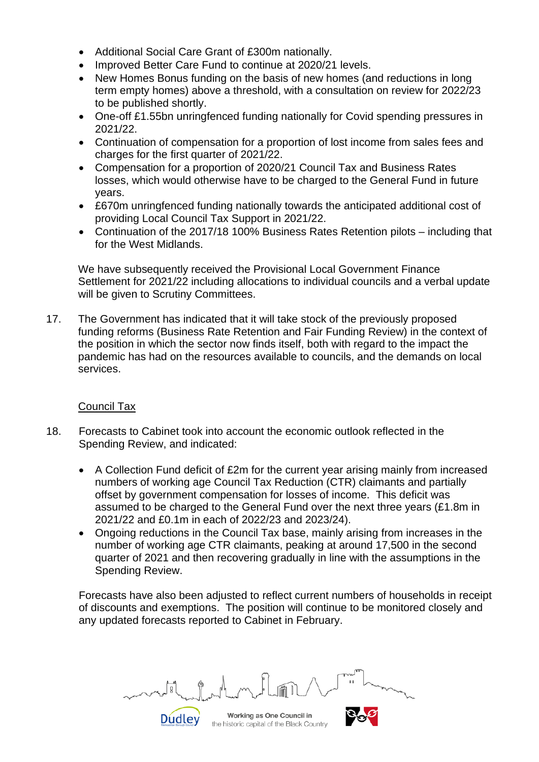- Additional Social Care Grant of £300m nationally.
- Improved Better Care Fund to continue at 2020/21 levels.
- New Homes Bonus funding on the basis of new homes (and reductions in long term empty homes) above a threshold, with a consultation on review for 2022/23 to be published shortly.
- One-off £1.55bn unringfenced funding nationally for Covid spending pressures in 2021/22.
- Continuation of compensation for a proportion of lost income from sales fees and charges for the first quarter of 2021/22.
- Compensation for a proportion of 2020/21 Council Tax and Business Rates losses, which would otherwise have to be charged to the General Fund in future years.
- £670m unringfenced funding nationally towards the anticipated additional cost of providing Local Council Tax Support in 2021/22.
- Continuation of the 2017/18 100% Business Rates Retention pilots – including that for the West Midlands.

We have subsequently received the Provisional Local Government Finance Settlement for 2021/22 including allocations to individual councils and a verbal update will be given to Scrutiny Committees.

17. The Government has indicated that it will take stock of the previously proposed funding reforms (Business Rate Retention and Fair Funding Review) in the context of the position in which the sector now finds itself, both with regard to the impact the pandemic has had on the resources available to councils, and the demands on local services.

## Council Tax

18. Forecasts to Cabinet took into account the economic outlook reflected in the Spending Review, and indicated:

- A Collection Fund deficit of £2m for the current year arising mainly from increased numbers of working age Council Tax Reduction (CTR) claimants and partially offset by government compensation for losses of income. This deficit was assumed to be charged to the General Fund over the next three years (£1.8m in 2021/22 and £0.1m in each of 2022/23 and 2023/24).
- Ongoing reductions in the Council Tax base, mainly arising from increases in the number of working age CTR claimants, peaking at around 17,500 in the second quarter of 2021 and then recovering gradually in line with the assumptions in the Spending Review.

Forecasts have also been adjusted to reflect current numbers of households in receipt of discounts and exemptions. The position will continue to be monitored closely and any updated forecasts reported to Cabinet in February.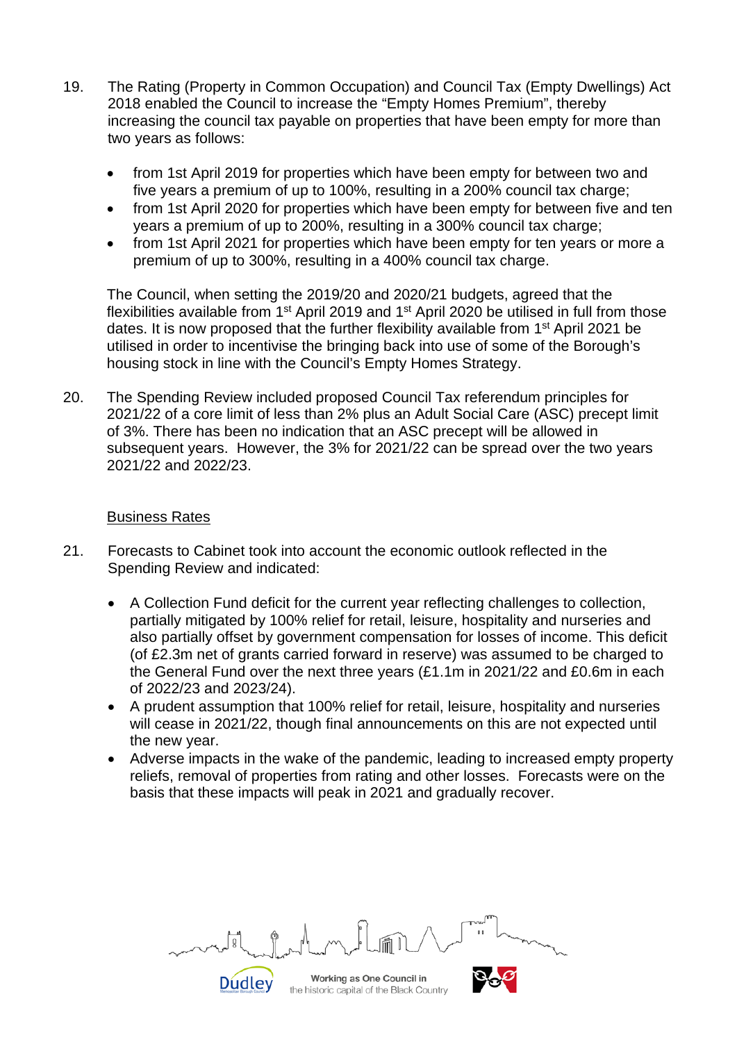19. The Rating (Property in Common Occupation) and Council Tax (Empty Dwellings) Act 2018 enabled the Council to increase the "Empty Homes Premium", thereby increasing the council tax payable on properties that have been empty for more than two years as follows:

    - from 1st April 2019 for properties which have been empty for between two and five years a premium of up to 100%, resulting in a 200% council tax charge;
    - from 1st April 2020 for properties which have been empty for between five and ten years a premium of up to 200%, resulting in a 300% council tax charge;
    - from 1st April 2021 for properties which have been empty for ten years or more a premium of up to 300%, resulting in a 400% council tax charge.

    The Council, when setting the 2019/20 and 2020/21 budgets, agreed that the flexibilities available from 1st April 2019 and 1st April 2020 be utilised in full from those dates. It is now proposed that the further flexibility available from 1st April 2021 be utilised in order to incentivise the bringing back into use of some of the Borough's housing stock in line with the Council's Empty Homes Strategy.

20. The Spending Review included proposed Council Tax referendum principles for 2021/22 of a core limit of less than 2% plus an Adult Social Care (ASC) precept limit of 3%. There has been no indication that an ASC precept will be allowed in subsequent years. However, the 3% for 2021/22 can be spread over the two years 2021/22 and 2022/23.

<u>Business Rates</u>

21. Forecasts to Cabinet took into account the economic outlook reflected in the Spending Review and indicated:

    - A Collection Fund deficit for the current year reflecting challenges to collection, partially mitigated by 100% relief for retail, leisure, hospitality and nurseries and also partially offset by government compensation for losses of income. This deficit (of £2.3m net of grants carried forward in reserve) was assumed to be charged to the General Fund over the next three years (£1.1m in 2021/22 and £0.6m in each of 2022/23 and 2023/24).
    - A prudent assumption that 100% relief for retail, leisure, hospitality and nurseries will cease in 2021/22, though final announcements on this are not expected until the new year.
    - Adverse impacts in the wake of the pandemic, leading to increased empty property reliefs, removal of properties from rating and other losses. Forecasts were on the basis that these impacts will peak in 2021 and gradually recover.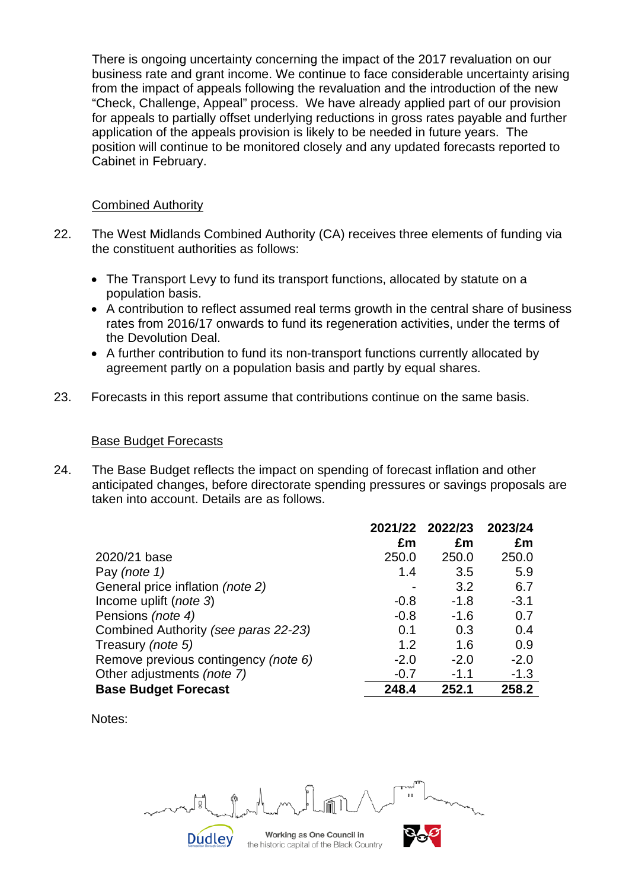There is ongoing uncertainty concerning the impact of the 2017 revaluation on our business rate and grant income. We continue to face considerable uncertainty arising from the impact of appeals following the revaluation and the introduction of the new "Check, Challenge, Appeal" process. We have already applied part of our provision for appeals to partially offset underlying reductions in gross rates payable and further application of the appeals provision is likely to be needed in future years. The position will continue to be monitored closely and any updated forecasts reported to Cabinet in February.

Combined Authority

22. The West Midlands Combined Authority (CA) receives three elements of funding via the constituent authorities as follows:

- The Transport Levy to fund its transport functions, allocated by statute on a population basis.
- A contribution to reflect assumed real terms growth in the central share of business rates from 2016/17 onwards to fund its regeneration activities, under the terms of the Devolution Deal.
- A further contribution to fund its non-transport functions currently allocated by agreement partly on a population basis and partly by equal shares.

23. Forecasts in this report assume that contributions continue on the same basis.

Base Budget Forecasts

24. The Base Budget reflects the impact on spending of forecast inflation and other anticipated changes, before directorate spending pressures or savings proposals are taken into account. Details are as follows.

| | 2021/22 £m | 2022/23 £m | 2023/24 £m |
|---|---|---|---|
| 2020/21 base | 250.0 | 250.0 | 250.0 |
| Pay *(note 1)* | 1.4 | 3.5 | 5.9 |
| General price inflation *(note 2)* | - | 3.2 | 6.7 |
| Income uplift (*note 3*) | -0.8 | -1.8 | -3.1 |
| Pensions *(note 4)* | -0.8 | -1.6 | 0.7 |
| Combined Authority *(see paras 22-23)* | 0.1 | 0.3 | 0.4 |
| Treasury *(note 5)* | 1.2 | 1.6 | 0.9 |
| Remove previous contingency *(note 6)* | -2.0 | -2.0 | -2.0 |
| Other adjustments *(note 7)* | -0.7 | -1.1 | -1.3 |
| **Base Budget Forecast** | **248.4** | **252.1** | **258.2** |

Notes: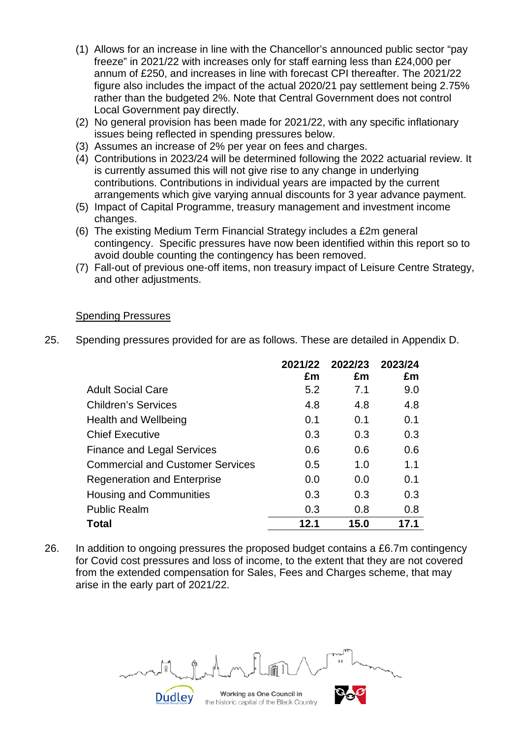(1) Allows for an increase in line with the Chancellor's announced public sector "pay freeze" in 2021/22 with increases only for staff earning less than £24,000 per annum of £250, and increases in line with forecast CPI thereafter. The 2021/22 figure also includes the impact of the actual 2020/21 pay settlement being 2.75% rather than the budgeted 2%. Note that Central Government does not control Local Government pay directly.
(2) No general provision has been made for 2021/22, with any specific inflationary issues being reflected in spending pressures below.
(3) Assumes an increase of 2% per year on fees and charges.
(4) Contributions in 2023/24 will be determined following the 2022 actuarial review. It is currently assumed this will not give rise to any change in underlying contributions. Contributions in individual years are impacted by the current arrangements which give varying annual discounts for 3 year advance payment.
(5) Impact of Capital Programme, treasury management and investment income changes.
(6) The existing Medium Term Financial Strategy includes a £2m general contingency. Specific pressures have now been identified within this report so to avoid double counting the contingency has been removed.
(7) Fall-out of previous one-off items, non treasury impact of Leisure Centre Strategy, and other adjustments.

<u>Spending Pressures</u>

25. Spending pressures provided for are as follows. These are detailed in Appendix D.

| | 2021/22 £m | 2022/23 £m | 2023/24 £m |
|---|---|---|---|
| Adult Social Care | 5.2 | 7.1 | 9.0 |
| Children's Services | 4.8 | 4.8 | 4.8 |
| Health and Wellbeing | 0.1 | 0.1 | 0.1 |
| Chief Executive | 0.3 | 0.3 | 0.3 |
| Finance and Legal Services | 0.6 | 0.6 | 0.6 |
| Commercial and Customer Services | 0.5 | 1.0 | 1.1 |
| Regeneration and Enterprise | 0.0 | 0.0 | 0.1 |
| Housing and Communities | 0.3 | 0.3 | 0.3 |
| Public Realm | 0.3 | 0.8 | 0.8 |
| **Total** | **12.1** | **15.0** | **17.1** |

26. In addition to ongoing pressures the proposed budget contains a £6.7m contingency for Covid cost pressures and loss of income, to the extent that they are not covered from the extended compensation for Sales, Fees and Charges scheme, that may arise in the early part of 2021/22.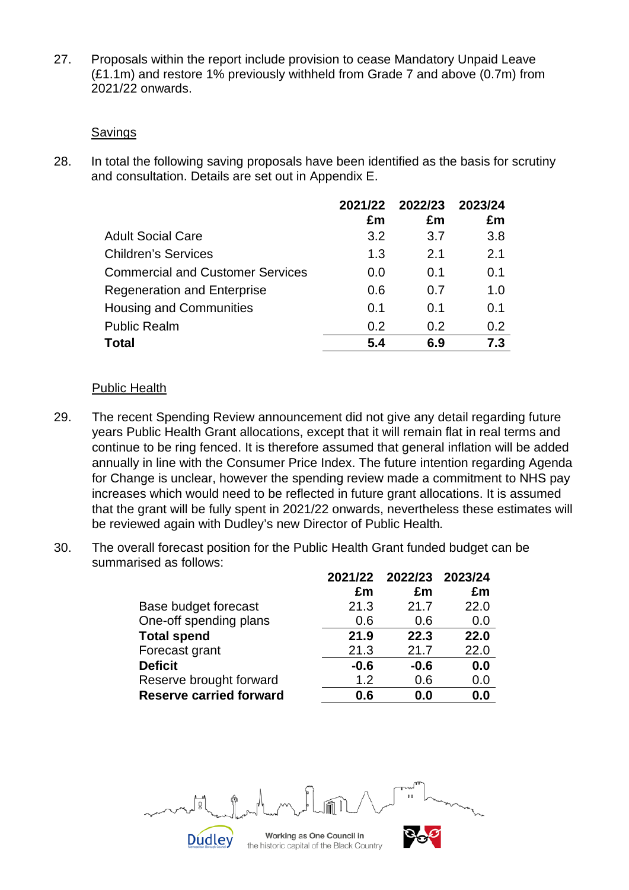27. Proposals within the report include provision to cease Mandatory Unpaid Leave (£1.1m) and restore 1% previously withheld from Grade 7 and above (0.7m) from 2021/22 onwards.

## Savings

28. In total the following saving proposals have been identified as the basis for scrutiny and consultation. Details are set out in Appendix E.

| | 2021/22 £m | 2022/23 £m | 2023/24 £m |
|---|---|---|---|
| Adult Social Care | 3.2 | 3.7 | 3.8 |
| Children's Services | 1.3 | 2.1 | 2.1 |
| Commercial and Customer Services | 0.0 | 0.1 | 0.1 |
| Regeneration and Enterprise | 0.6 | 0.7 | 1.0 |
| Housing and Communities | 0.1 | 0.1 | 0.1 |
| Public Realm | 0.2 | 0.2 | 0.2 |
| **Total** | **5.4** | **6.9** | **7.3** |

## Public Health

29. The recent Spending Review announcement did not give any detail regarding future years Public Health Grant allocations, except that it will remain flat in real terms and continue to be ring fenced. It is therefore assumed that general inflation will be added annually in line with the Consumer Price Index. The future intention regarding Agenda for Change is unclear, however the spending review made a commitment to NHS pay increases which would need to be reflected in future grant allocations. It is assumed that the grant will be fully spent in 2021/22 onwards, nevertheless these estimates will be reviewed again with Dudley's new Director of Public Health.

30. The overall forecast position for the Public Health Grant funded budget can be summarised as follows:

| | 2021/22 £m | 2022/23 £m | 2023/24 £m |
|---|---|---|---|
| Base budget forecast | 21.3 | 21.7 | 22.0 |
| One-off spending plans | 0.6 | 0.6 | 0.0 |
| **Total spend** | **21.9** | **22.3** | **22.0** |
| Forecast grant | 21.3 | 21.7 | 22.0 |
| **Deficit** | **-0.6** | **-0.6** | **0.0** |
| Reserve brought forward | 1.2 | 0.6 | 0.0 |
| **Reserve carried forward** | **0.6** | **0.0** | **0.0** |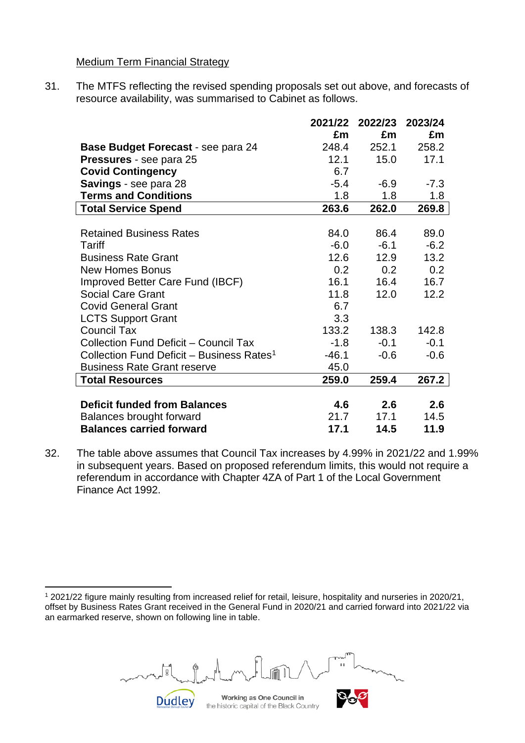Medium Term Financial Strategy

31. The MTFS reflecting the revised spending proposals set out above, and forecasts of resource availability, was summarised to Cabinet as follows.

| | 2021/22 £m | 2022/23 £m | 2023/24 £m |
|---|---|---|---|
| **Base Budget Forecast** - see para 24 | 248.4 | 252.1 | 258.2 |
| **Pressures** - see para 25 | 12.1 | 15.0 | 17.1 |
| **Covid Contingency** | 6.7 | | |
| **Savings** - see para 28 | -5.4 | -6.9 | -7.3 |
| **Terms and Conditions** | 1.8 | 1.8 | 1.8 |
| **Total Service Spend** | **263.6** | **262.0** | **269.8** |
| | | | |
| Retained Business Rates | 84.0 | 86.4 | 89.0 |
| Tariff | -6.0 | -6.1 | -6.2 |
| Business Rate Grant | 12.6 | 12.9 | 13.2 |
| New Homes Bonus | 0.2 | 0.2 | 0.2 |
| Improved Better Care Fund (IBCF) | 16.1 | 16.4 | 16.7 |
| Social Care Grant | 11.8 | 12.0 | 12.2 |
| Covid General Grant | 6.7 | | |
| LCTS Support Grant | 3.3 | | |
| Council Tax | 133.2 | 138.3 | 142.8 |
| Collection Fund Deficit – Council Tax | -1.8 | -0.1 | -0.1 |
| Collection Fund Deficit – Business Rates[1] | -46.1 | -0.6 | -0.6 |
| Business Rate Grant reserve | 45.0 | | |
| **Total Resources** | **259.0** | **259.4** | **267.2** |
| | | | |
| **Deficit funded from Balances** | **4.6** | **2.6** | **2.6** |
| Balances brought forward | 21.7 | 17.1 | 14.5 |
| **Balances carried forward** | **17.1** | **14.5** | **11.9** |

32. The table above assumes that Council Tax increases by 4.99% in 2021/22 and 1.99% in subsequent years. Based on proposed referendum limits, this would not require a referendum in accordance with Chapter 4ZA of Part 1 of the Local Government Finance Act 1992.

[1] 2021/22 figure mainly resulting from increased relief for retail, leisure, hospitality and nurseries in 2020/21, offset by Business Rates Grant received in the General Fund in 2020/21 and carried forward into 2021/22 via an earmarked reserve, shown on following line in table.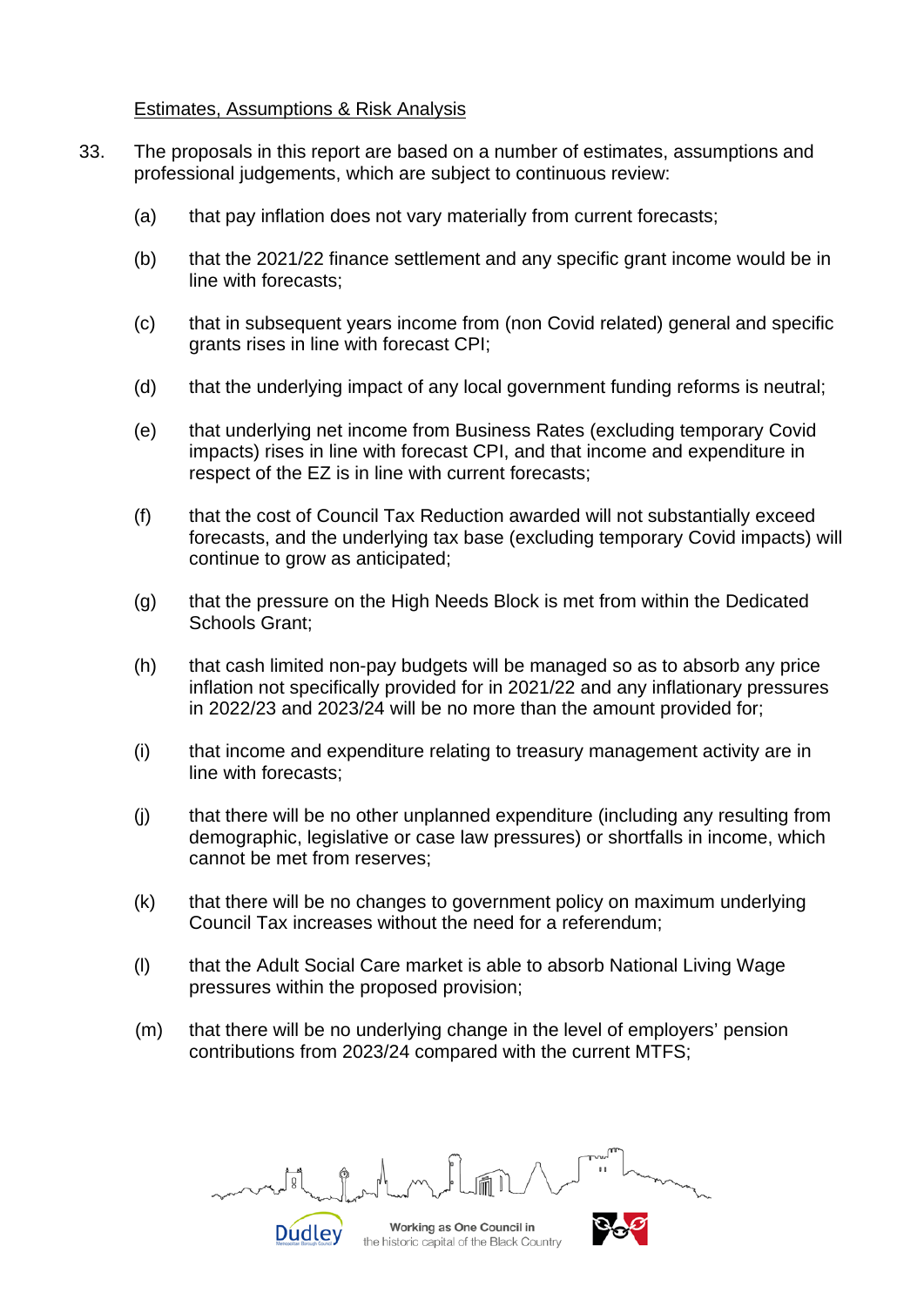<u>Estimates, Assumptions & Risk Analysis</u>

33. The proposals in this report are based on a number of estimates, assumptions and professional judgements, which are subject to continuous review:

    (a) that pay inflation does not vary materially from current forecasts;

    (b) that the 2021/22 finance settlement and any specific grant income would be in line with forecasts;

    (c) that in subsequent years income from (non Covid related) general and specific grants rises in line with forecast CPI;

    (d) that the underlying impact of any local government funding reforms is neutral;

    (e) that underlying net income from Business Rates (excluding temporary Covid impacts) rises in line with forecast CPI, and that income and expenditure in respect of the EZ is in line with current forecasts;

    (f) that the cost of Council Tax Reduction awarded will not substantially exceed forecasts, and the underlying tax base (excluding temporary Covid impacts) will continue to grow as anticipated;

    (g) that the pressure on the High Needs Block is met from within the Dedicated Schools Grant;

    (h) that cash limited non-pay budgets will be managed so as to absorb any price inflation not specifically provided for in 2021/22 and any inflationary pressures in 2022/23 and 2023/24 will be no more than the amount provided for;

    (i) that income and expenditure relating to treasury management activity are in line with forecasts;

    (j) that there will be no other unplanned expenditure (including any resulting from demographic, legislative or case law pressures) or shortfalls in income, which cannot be met from reserves;

    (k) that there will be no changes to government policy on maximum underlying Council Tax increases without the need for a referendum;

    (l) that the Adult Social Care market is able to absorb National Living Wage pressures within the proposed provision;

    (m) that there will be no underlying change in the level of employers' pension contributions from 2023/24 compared with the current MTFS;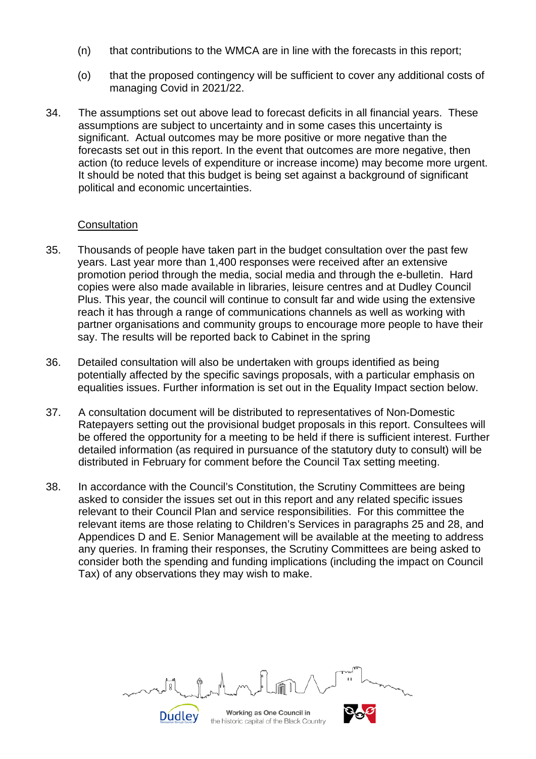(n) that contributions to the WMCA are in line with the forecasts in this report;

(o) that the proposed contingency will be sufficient to cover any additional costs of managing Covid in 2021/22.

34. The assumptions set out above lead to forecast deficits in all financial years. These assumptions are subject to uncertainty and in some cases this uncertainty is significant. Actual outcomes may be more positive or more negative than the forecasts set out in this report. In the event that outcomes are more negative, then action (to reduce levels of expenditure or increase income) may become more urgent. It should be noted that this budget is being set against a background of significant political and economic uncertainties.

Consultation

35. Thousands of people have taken part in the budget consultation over the past few years. Last year more than 1,400 responses were received after an extensive promotion period through the media, social media and through the e-bulletin. Hard copies were also made available in libraries, leisure centres and at Dudley Council Plus. This year, the council will continue to consult far and wide using the extensive reach it has through a range of communications channels as well as working with partner organisations and community groups to encourage more people to have their say. The results will be reported back to Cabinet in the spring

36. Detailed consultation will also be undertaken with groups identified as being potentially affected by the specific savings proposals, with a particular emphasis on equalities issues. Further information is set out in the Equality Impact section below.

37. A consultation document will be distributed to representatives of Non-Domestic Ratepayers setting out the provisional budget proposals in this report. Consultees will be offered the opportunity for a meeting to be held if there is sufficient interest. Further detailed information (as required in pursuance of the statutory duty to consult) will be distributed in February for comment before the Council Tax setting meeting.

38. In accordance with the Council's Constitution, the Scrutiny Committees are being asked to consider the issues set out in this report and any related specific issues relevant to their Council Plan and service responsibilities. For this committee the relevant items are those relating to Children's Services in paragraphs 25 and 28, and Appendices D and E. Senior Management will be available at the meeting to address any queries. In framing their responses, the Scrutiny Committees are being asked to consider both the spending and funding implications (including the impact on Council Tax) of any observations they may wish to make.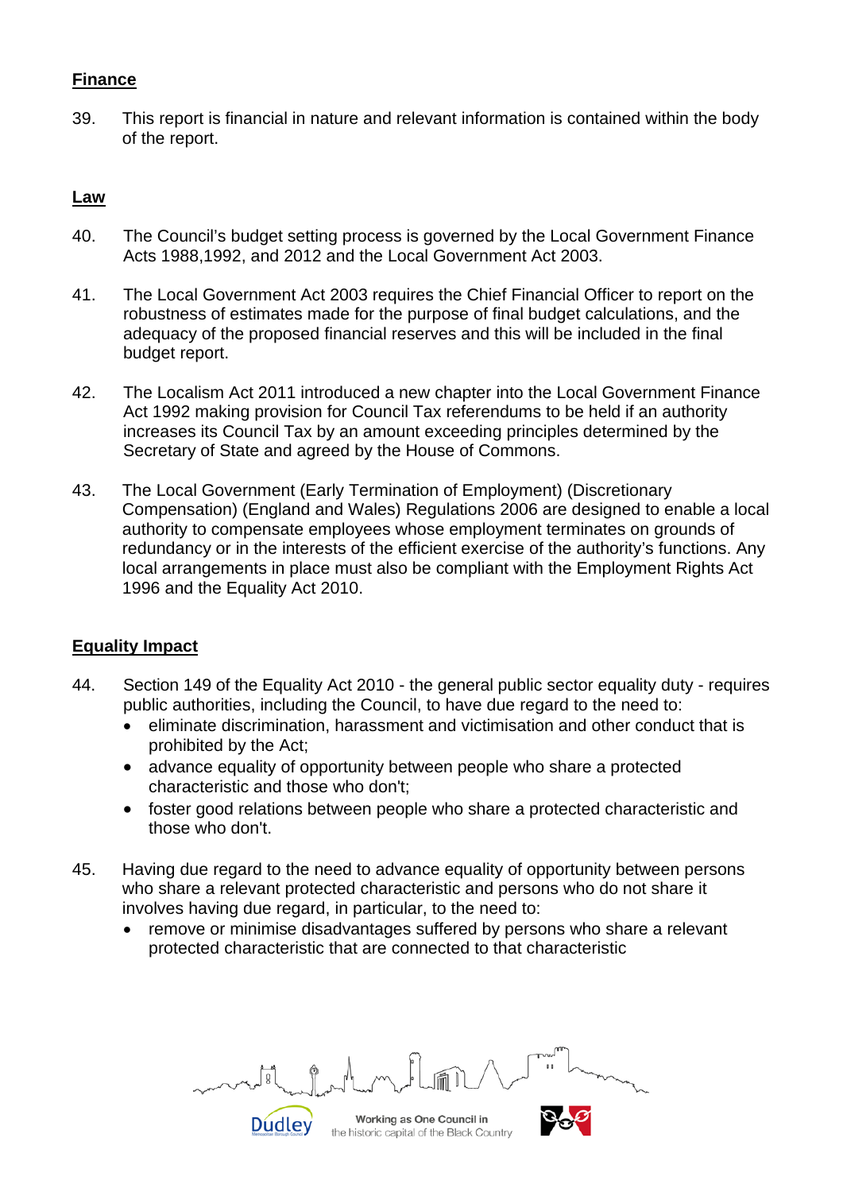**Finance**

39. This report is financial in nature and relevant information is contained within the body of the report.

**Law**

40. The Council's budget setting process is governed by the Local Government Finance Acts 1988,1992, and 2012 and the Local Government Act 2003.

41. The Local Government Act 2003 requires the Chief Financial Officer to report on the robustness of estimates made for the purpose of final budget calculations, and the adequacy of the proposed financial reserves and this will be included in the final budget report.

42. The Localism Act 2011 introduced a new chapter into the Local Government Finance Act 1992 making provision for Council Tax referendums to be held if an authority increases its Council Tax by an amount exceeding principles determined by the Secretary of State and agreed by the House of Commons.

43. The Local Government (Early Termination of Employment) (Discretionary Compensation) (England and Wales) Regulations 2006 are designed to enable a local authority to compensate employees whose employment terminates on grounds of redundancy or in the interests of the efficient exercise of the authority's functions. Any local arrangements in place must also be compliant with the Employment Rights Act 1996 and the Equality Act 2010.

**Equality Impact**

44. Section 149 of the Equality Act 2010 - the general public sector equality duty - requires public authorities, including the Council, to have due regard to the need to:
    - eliminate discrimination, harassment and victimisation and other conduct that is prohibited by the Act;
    - advance equality of opportunity between people who share a protected characteristic and those who don't;
    - foster good relations between people who share a protected characteristic and those who don't.

45. Having due regard to the need to advance equality of opportunity between persons who share a relevant protected characteristic and persons who do not share it involves having due regard, in particular, to the need to:
    - remove or minimise disadvantages suffered by persons who share a relevant protected characteristic that are connected to that characteristic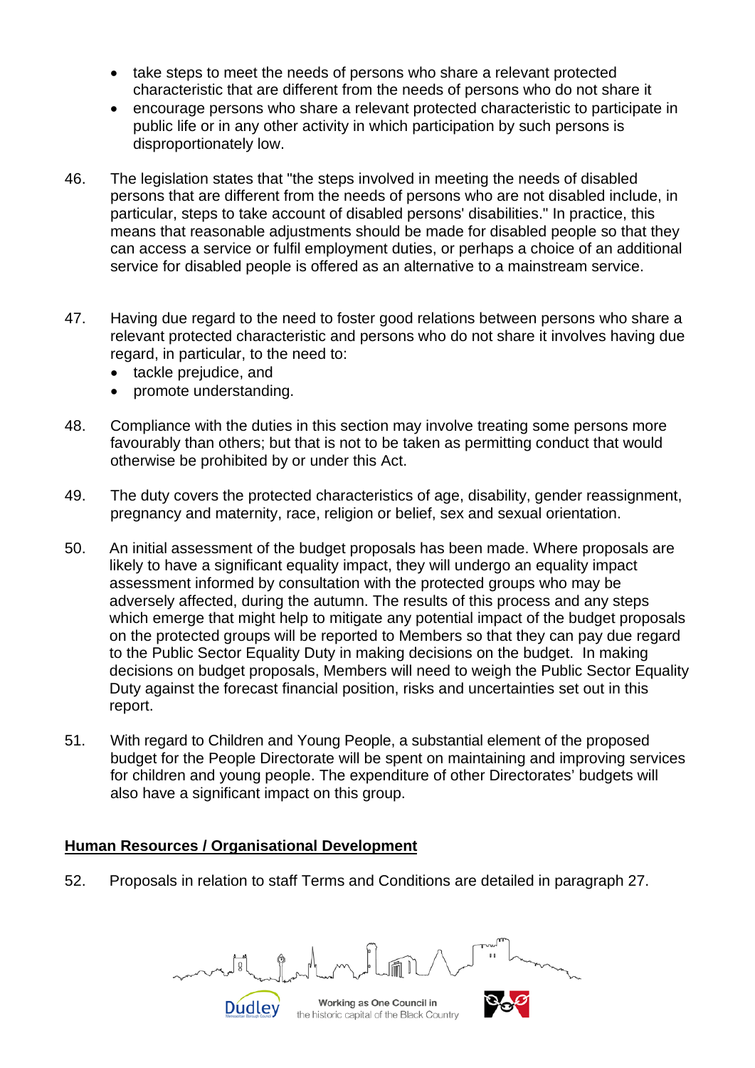- take steps to meet the needs of persons who share a relevant protected characteristic that are different from the needs of persons who do not share it
- encourage persons who share a relevant protected characteristic to participate in public life or in any other activity in which participation by such persons is disproportionately low.

46. The legislation states that "the steps involved in meeting the needs of disabled persons that are different from the needs of persons who are not disabled include, in particular, steps to take account of disabled persons' disabilities." In practice, this means that reasonable adjustments should be made for disabled people so that they can access a service or fulfil employment duties, or perhaps a choice of an additional service for disabled people is offered as an alternative to a mainstream service.

47. Having due regard to the need to foster good relations between persons who share a relevant protected characteristic and persons who do not share it involves having due regard, in particular, to the need to:
    - tackle prejudice, and
    - promote understanding.

48. Compliance with the duties in this section may involve treating some persons more favourably than others; but that is not to be taken as permitting conduct that would otherwise be prohibited by or under this Act.

49. The duty covers the protected characteristics of age, disability, gender reassignment, pregnancy and maternity, race, religion or belief, sex and sexual orientation.

50. An initial assessment of the budget proposals has been made. Where proposals are likely to have a significant equality impact, they will undergo an equality impact assessment informed by consultation with the protected groups who may be adversely affected, during the autumn. The results of this process and any steps which emerge that might help to mitigate any potential impact of the budget proposals on the protected groups will be reported to Members so that they can pay due regard to the Public Sector Equality Duty in making decisions on the budget. In making decisions on budget proposals, Members will need to weigh the Public Sector Equality Duty against the forecast financial position, risks and uncertainties set out in this report.

51. With regard to Children and Young People, a substantial element of the proposed budget for the People Directorate will be spent on maintaining and improving services for children and young people. The expenditure of other Directorates' budgets will also have a significant impact on this group.

## Human Resources / Organisational Development

52. Proposals in relation to staff Terms and Conditions are detailed in paragraph 27.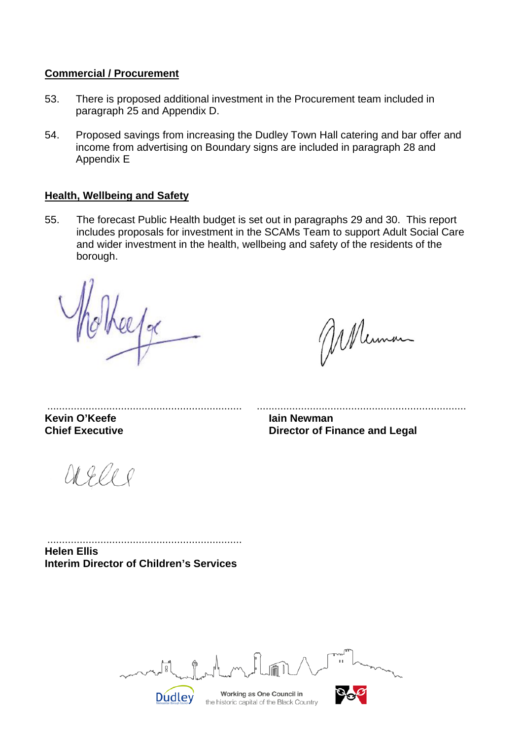**Commercial / Procurement**

53. There is proposed additional investment in the Procurement team included in paragraph 25 and Appendix D.

54. Proposed savings from increasing the Dudley Town Hall catering and bar offer and income from advertising on Boundary signs are included in paragraph 28 and Appendix E

**Health, Wellbeing and Safety**

55. The forecast Public Health budget is set out in paragraphs 29 and 30. This report includes proposals for investment in the SCAMs Team to support Adult Social Care and wider investment in the health, wellbeing and safety of the residents of the borough.

.................................................................
**Kevin O'Keefe**
**Chief Executive**

.....................................................................
**Iain Newman**
**Director of Finance and Legal**

.................................................................
**Helen Ellis**
**Interim Director of Children's Services**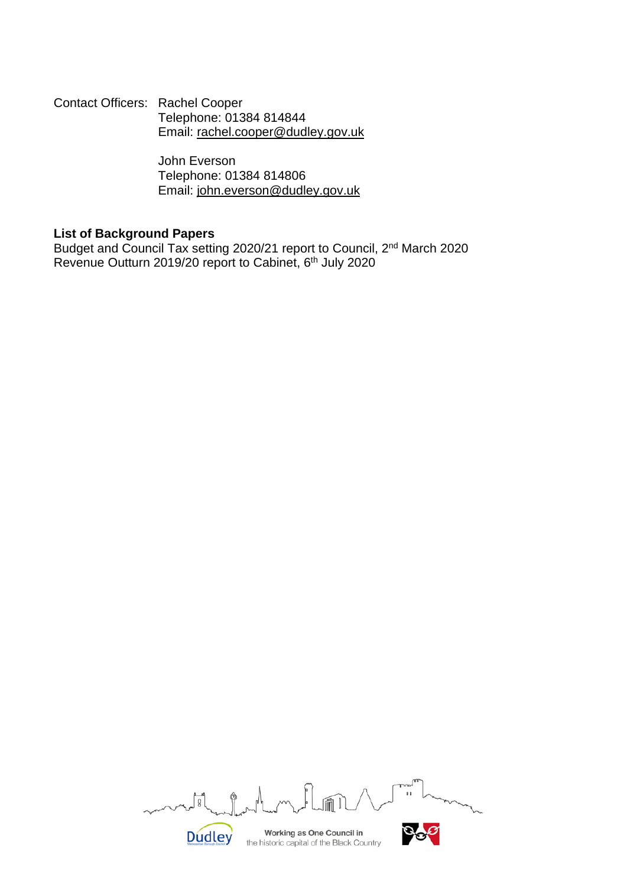Contact Officers: Rachel Cooper
Telephone: 01384 814844
Email: rachel.cooper@dudley.gov.uk

John Everson
Telephone: 01384 814806
Email: john.everson@dudley.gov.uk

**List of Background Papers**

Budget and Council Tax setting 2020/21 report to Council, 2nd March 2020
Revenue Outturn 2019/20 report to Cabinet, 6th July 2020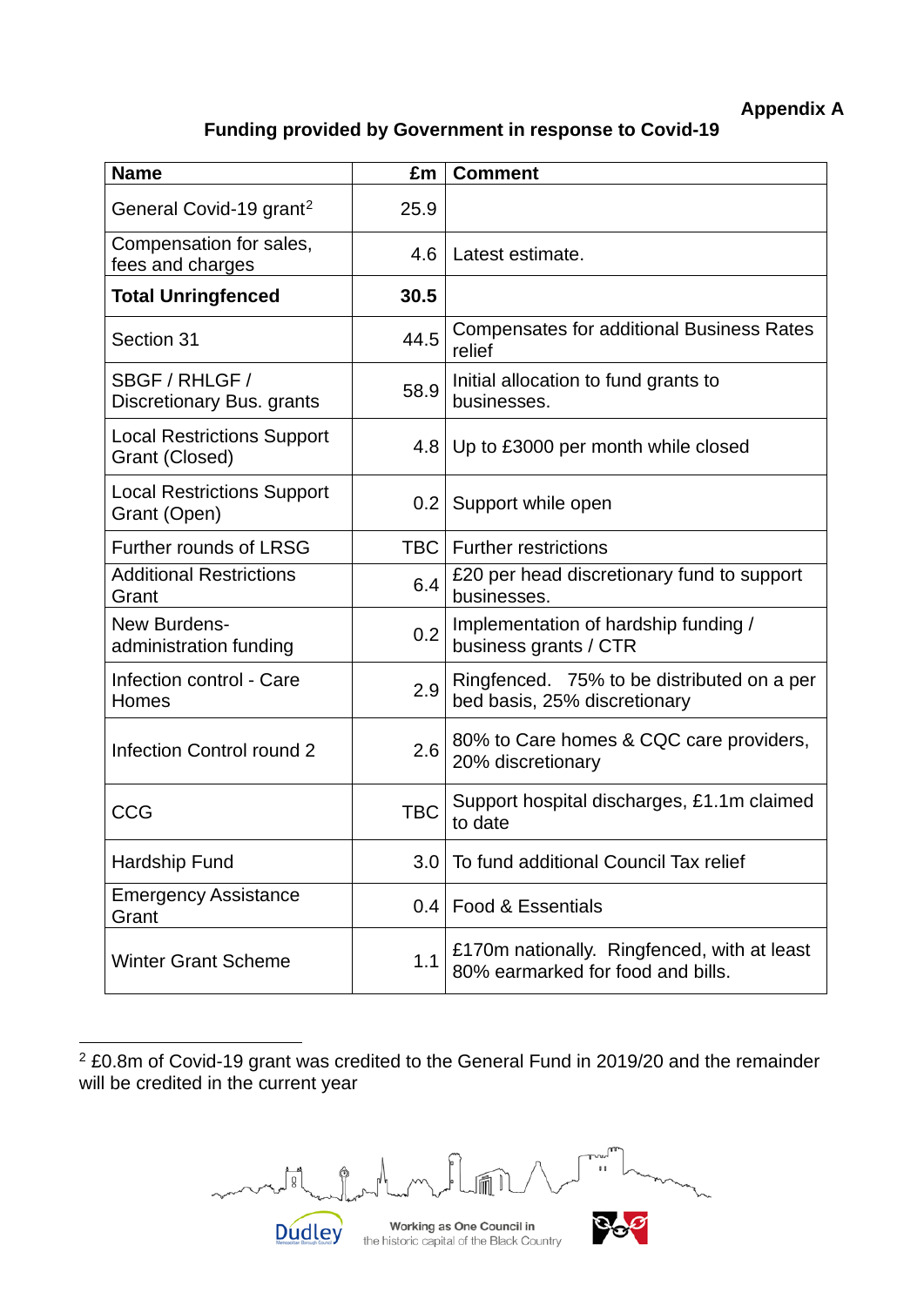**Appendix A**

**Funding provided by Government in response to Covid-19**

| Name | £m | Comment |
|---|---|---|
| General Covid-19 grant[2] | 25.9 | |
| Compensation for sales, fees and charges | 4.6 | Latest estimate. |
| **Total Unringfenced** | **30.5** | |
| Section 31 | 44.5 | Compensates for additional Business Rates relief |
| SBGF / RHLGF / Discretionary Bus. grants | 58.9 | Initial allocation to fund grants to businesses. |
| Local Restrictions Support Grant (Closed) | 4.8 | Up to £3000 per month while closed |
| Local Restrictions Support Grant (Open) | 0.2 | Support while open |
| Further rounds of LRSG | TBC | Further restrictions |
| Additional Restrictions Grant | 6.4 | £20 per head discretionary fund to support businesses. |
| New Burdens- administration funding | 0.2 | Implementation of hardship funding / business grants / CTR |
| Infection control - Care Homes | 2.9 | Ringfenced. 75% to be distributed on a per bed basis, 25% discretionary |
| Infection Control round 2 | 2.6 | 80% to Care homes & CQC care providers, 20% discretionary |
| CCG | TBC | Support hospital discharges, £1.1m claimed to date |
| Hardship Fund | 3.0 | To fund additional Council Tax relief |
| Emergency Assistance Grant | 0.4 | Food & Essentials |
| Winter Grant Scheme | 1.1 | £170m nationally. Ringfenced, with at least 80% earmarked for food and bills. |

[2] £0.8m of Covid-19 grant was credited to the General Fund in 2019/20 and the remainder will be credited in the current year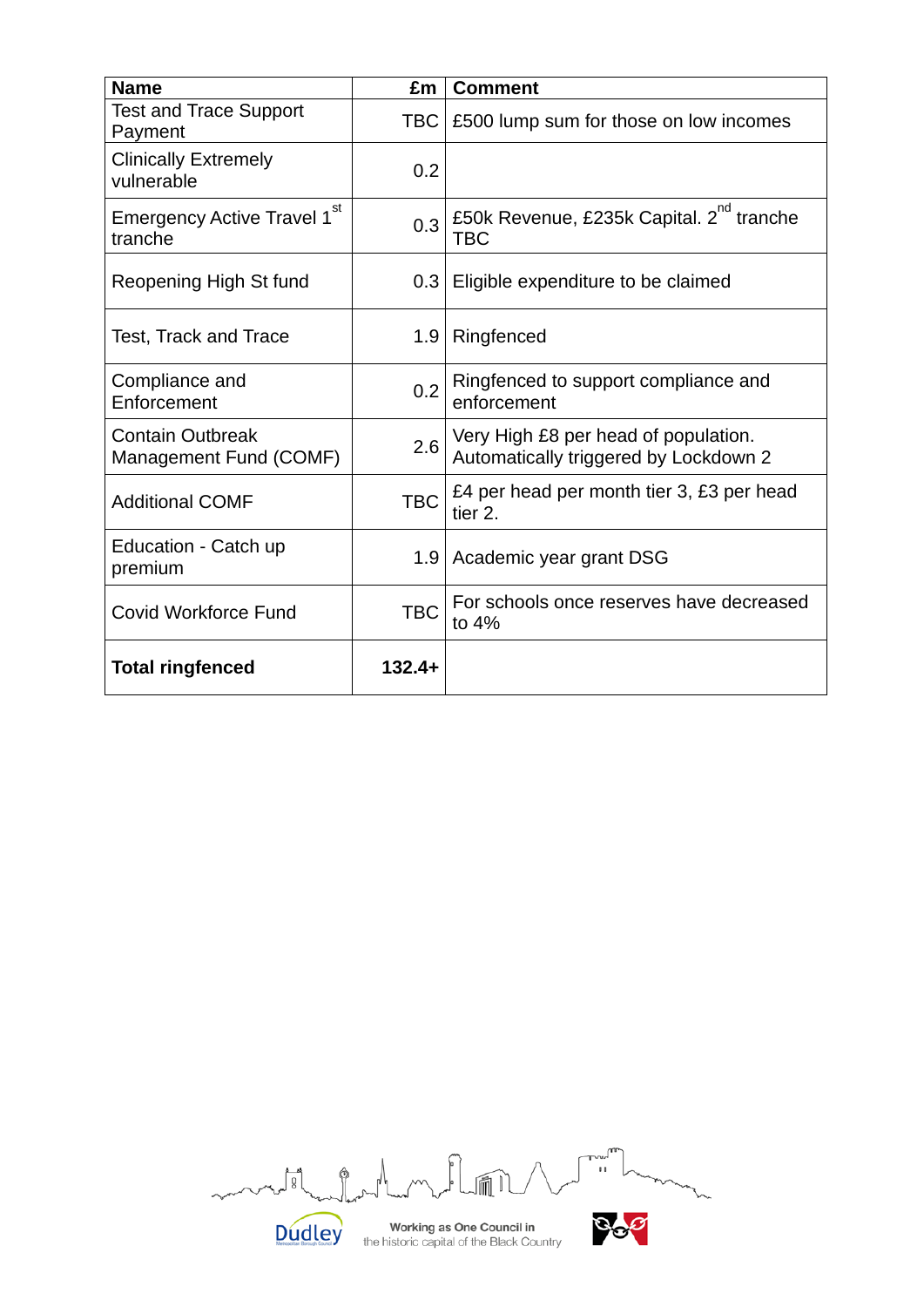| **Name** | **£m** | **Comment** |
|---|---|---|
| Test and Trace Support Payment | TBC | £500 lump sum for those on low incomes |
| Clinically Extremely vulnerable | 0.2 | |
| Emergency Active Travel 1st tranche | 0.3 | £50k Revenue, £235k Capital. 2nd tranche TBC |
| Reopening High St fund | 0.3 | Eligible expenditure to be claimed |
| Test, Track and Trace | 1.9 | Ringfenced |
| Compliance and Enforcement | 0.2 | Ringfenced to support compliance and enforcement |
| Contain Outbreak Management Fund (COMF) | 2.6 | Very High £8 per head of population. Automatically triggered by Lockdown 2 |
| Additional COMF | TBC | £4 per head per month tier 3, £3 per head tier 2. |
| Education - Catch up premium | 1.9 | Academic year grant DSG |
| Covid Workforce Fund | TBC | For schools once reserves have decreased to 4% |
| **Total ringfenced** | **132.4+** | |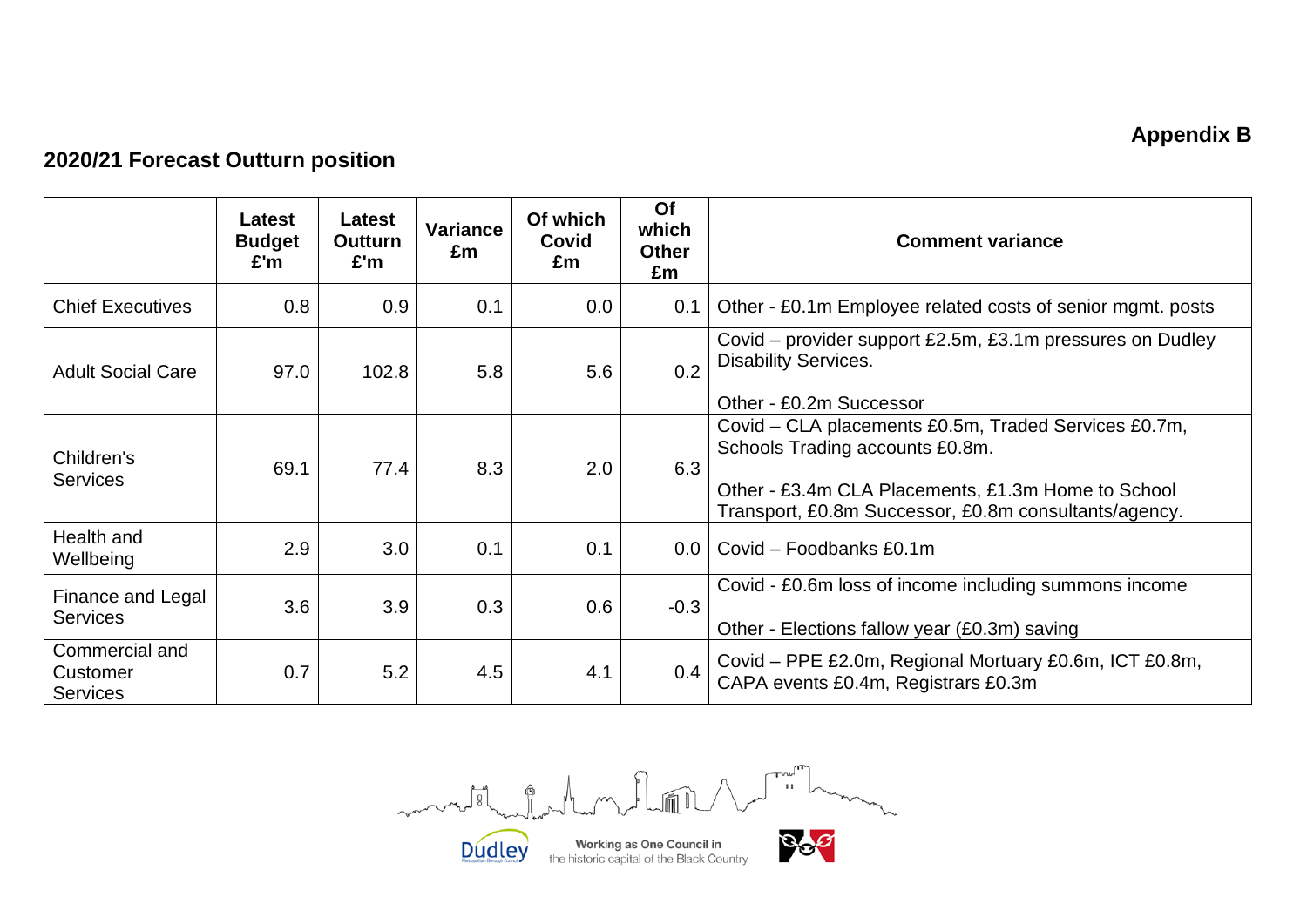**Appendix B**

## 2020/21 Forecast Outturn position

| | Latest Budget £'m | Latest Outturn £'m | Variance £m | Of which Covid £m | Of which Other £m | Comment variance |
|---|---|---|---|---|---|---|
| Chief Executives | 0.8 | 0.9 | 0.1 | 0.0 | 0.1 | Other - £0.1m Employee related costs of senior mgmt. posts |
| Adult Social Care | 97.0 | 102.8 | 5.8 | 5.6 | 0.2 | Covid – provider support £2.5m, £3.1m pressures on Dudley Disability Services.<br><br>Other - £0.2m Successor |
| Children's Services | 69.1 | 77.4 | 8.3 | 2.0 | 6.3 | Covid – CLA placements £0.5m, Traded Services £0.7m, Schools Trading accounts £0.8m.<br><br>Other - £3.4m CLA Placements, £1.3m Home to School Transport, £0.8m Successor, £0.8m consultants/agency. |
| Health and Wellbeing | 2.9 | 3.0 | 0.1 | 0.1 | 0.0 | Covid – Foodbanks £0.1m |
| Finance and Legal Services | 3.6 | 3.9 | 0.3 | 0.6 | -0.3 | Covid - £0.6m loss of income including summons income<br><br>Other - Elections fallow year (£0.3m) saving |
| Commercial and Customer Services | 0.7 | 5.2 | 4.5 | 4.1 | 0.4 | Covid – PPE £2.0m, Regional Mortuary £0.6m, ICT £0.8m, CAPA events £0.4m, Registrars £0.3m |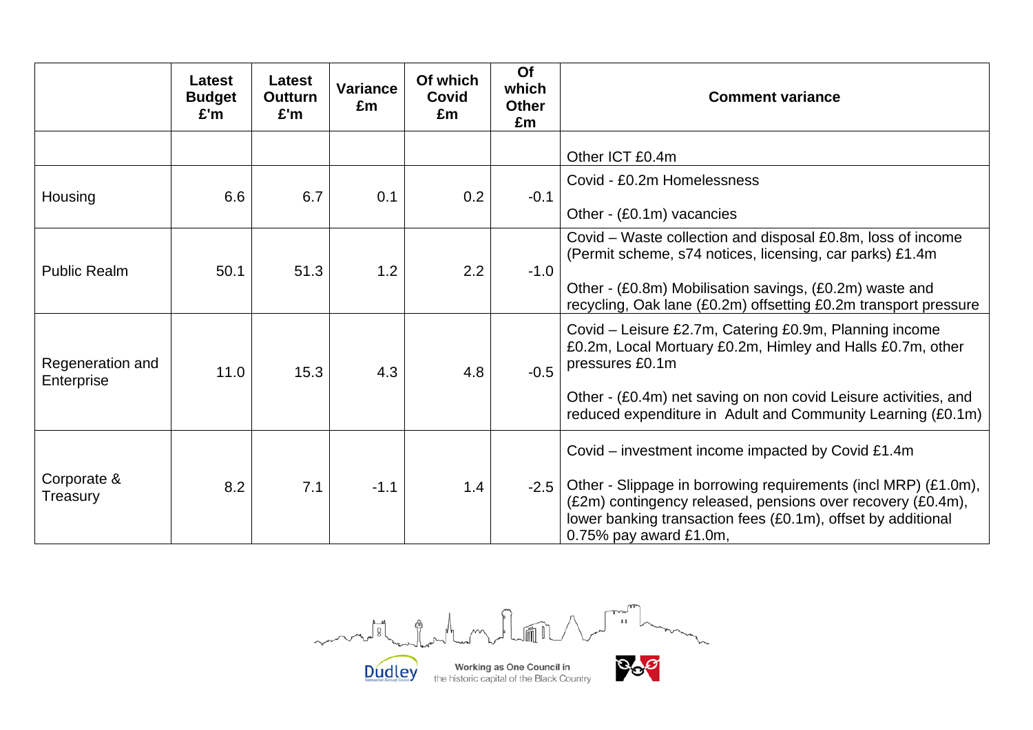| | Latest Budget £'m | Latest Outturn £'m | Variance £m | Of which Covid £m | Of which Other £m | Comment variance |
|---|---|---|---|---|---|---|
| | | | | | | Other ICT £0.4m |
| Housing | 6.6 | 6.7 | 0.1 | 0.2 | -0.1 | Covid - £0.2m Homelessness<br><br>Other - (£0.1m) vacancies |
| Public Realm | 50.1 | 51.3 | 1.2 | 2.2 | -1.0 | Covid – Waste collection and disposal £0.8m, loss of income (Permit scheme, s74 notices, licensing, car parks) £1.4m<br><br>Other - (£0.8m) Mobilisation savings, (£0.2m) waste and recycling, Oak lane (£0.2m) offsetting £0.2m transport pressure |
| Regeneration and Enterprise | 11.0 | 15.3 | 4.3 | 4.8 | -0.5 | Covid – Leisure £2.7m, Catering £0.9m, Planning income £0.2m, Local Mortuary £0.2m, Himley and Halls £0.7m, other pressures £0.1m<br><br>Other - (£0.4m) net saving on non covid Leisure activities, and reduced expenditure in Adult and Community Learning (£0.1m) |
| Corporate & Treasury | 8.2 | 7.1 | -1.1 | 1.4 | -2.5 | Covid – investment income impacted by Covid £1.4m<br><br>Other - Slippage in borrowing requirements (incl MRP) (£1.0m), (£2m) contingency released, pensions over recovery (£0.4m), lower banking transaction fees (£0.1m), offset by additional 0.75% pay award £1.0m, |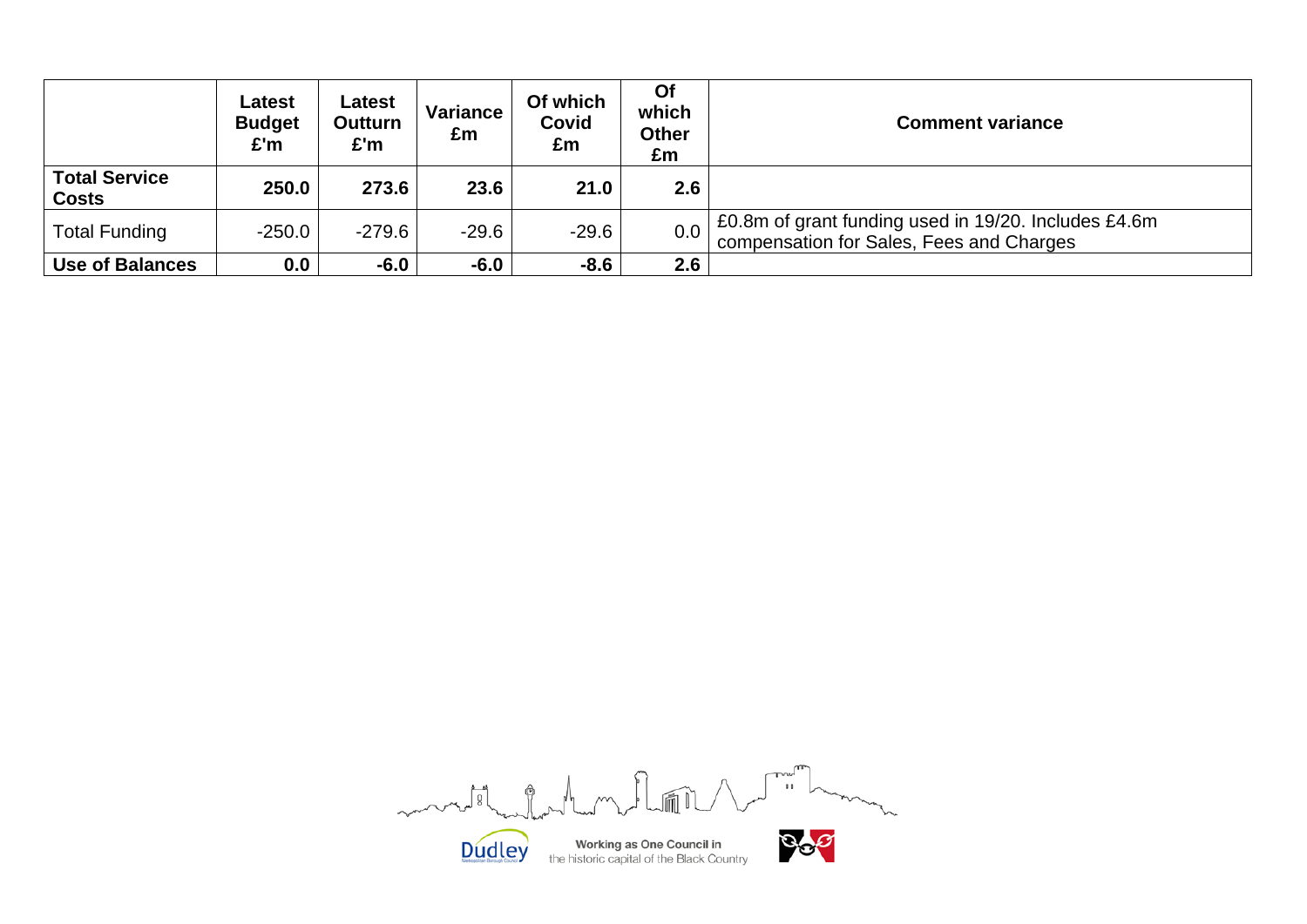| | Latest Budget £'m | Latest Outturn £'m | Variance £m | Of which Covid £m | Of which Other £m | Comment variance |
|---|---|---|---|---|---|---|
| **Total Service Costs** | **250.0** | **273.6** | **23.6** | **21.0** | **2.6** | |
| Total Funding | -250.0 | -279.6 | -29.6 | -29.6 | 0.0 | £0.8m of grant funding used in 19/20. Includes £4.6m compensation for Sales, Fees and Charges |
| **Use of Balances** | **0.0** | **-6.0** | **-6.0** | **-8.6** | **2.6** | |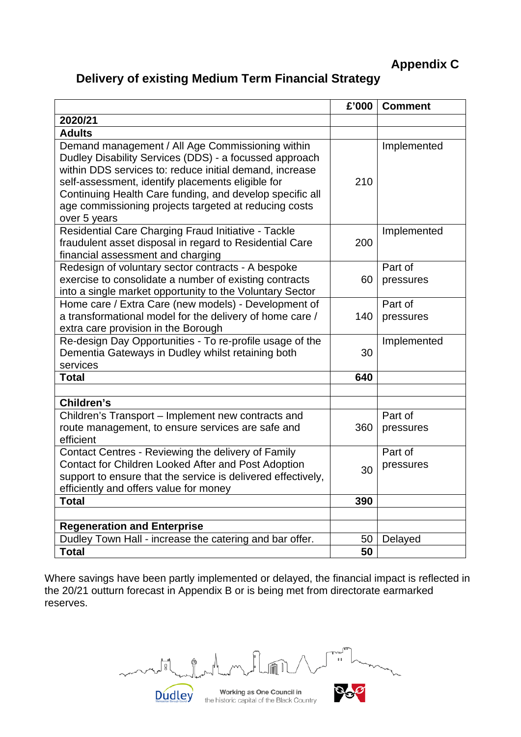**Appendix C**

## Delivery of existing Medium Term Financial Strategy

| | £'000 | Comment |
|---|---|---|
| **2020/21** | | |
| **Adults** | | |
| Demand management / All Age Commissioning within Dudley Disability Services (DDS) - a focussed approach within DDS services to: reduce initial demand, increase self-assessment, identify placements eligible for Continuing Health Care funding, and develop specific all age commissioning projects targeted at reducing costs over 5 years | 210 | Implemented |
| Residential Care Charging Fraud Initiative - Tackle fraudulent asset disposal in regard to Residential Care financial assessment and charging | 200 | Implemented |
| Redesign of voluntary sector contracts - A bespoke exercise to consolidate a number of existing contracts into a single market opportunity to the Voluntary Sector | 60 | Part of pressures |
| Home care / Extra Care (new models) - Development of a transformational model for the delivery of home care / extra care provision in the Borough | 140 | Part of pressures |
| Re-design Day Opportunities - To re-profile usage of the Dementia Gateways in Dudley whilst retaining both services | 30 | Implemented |
| **Total** | **640** | |
| | | |
| **Children's** | | |
| Children's Transport – Implement new contracts and route management, to ensure services are safe and efficient | 360 | Part of pressures |
| Contact Centres - Reviewing the delivery of Family Contact for Children Looked After and Post Adoption support to ensure that the service is delivered effectively, efficiently and offers value for money | 30 | Part of pressures |
| **Total** | **390** | |
| | | |
| **Regeneration and Enterprise** | | |
| Dudley Town Hall - increase the catering and bar offer. | 50 | Delayed |
| **Total** | **50** | |

Where savings have been partly implemented or delayed, the financial impact is reflected in the 20/21 outturn forecast in Appendix B or is being met from directorate earmarked reserves.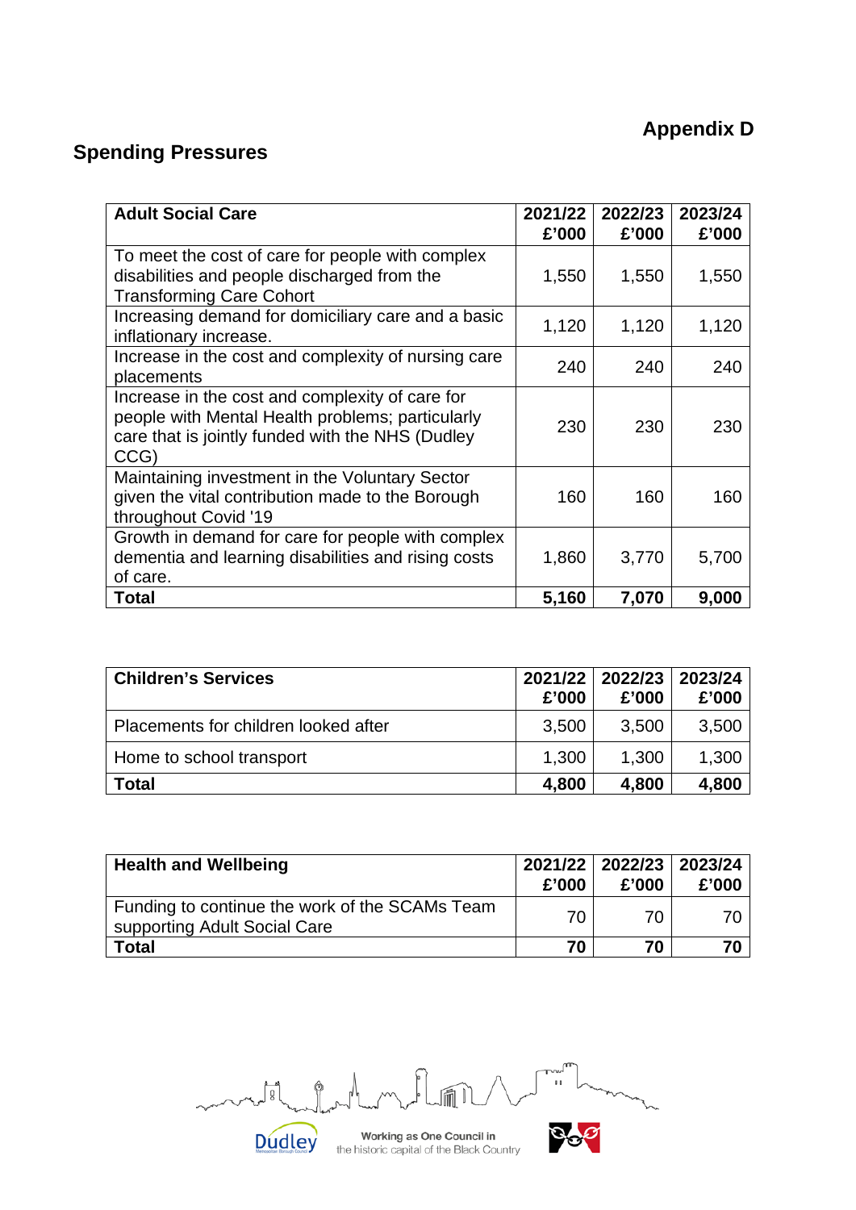**Appendix D**

## Spending Pressures

| Adult Social Care | 2021/22 £'000 | 2022/23 £'000 | 2023/24 £'000 |
|---|---|---|---|
| To meet the cost of care for people with complex disabilities and people discharged from the Transforming Care Cohort | 1,550 | 1,550 | 1,550 |
| Increasing demand for domiciliary care and a basic inflationary increase. | 1,120 | 1,120 | 1,120 |
| Increase in the cost and complexity of nursing care placements | 240 | 240 | 240 |
| Increase in the cost and complexity of care for people with Mental Health problems; particularly care that is jointly funded with the NHS (Dudley CCG) | 230 | 230 | 230 |
| Maintaining investment in the Voluntary Sector given the vital contribution made to the Borough throughout Covid '19 | 160 | 160 | 160 |
| Growth in demand for care for people with complex dementia and learning disabilities and rising costs of care. | 1,860 | 3,770 | 5,700 |
| **Total** | **5,160** | **7,070** | **9,000** |

| Children's Services | 2021/22 £'000 | 2022/23 £'000 | 2023/24 £'000 |
|---|---|---|---|
| Placements for children looked after | 3,500 | 3,500 | 3,500 |
| Home to school transport | 1,300 | 1,300 | 1,300 |
| **Total** | **4,800** | **4,800** | **4,800** |

| Health and Wellbeing | 2021/22 £'000 | 2022/23 £'000 | 2023/24 £'000 |
|---|---|---|---|
| Funding to continue the work of the SCAMs Team supporting Adult Social Care | 70 | 70 | 70 |
| **Total** | **70** | **70** | **70** |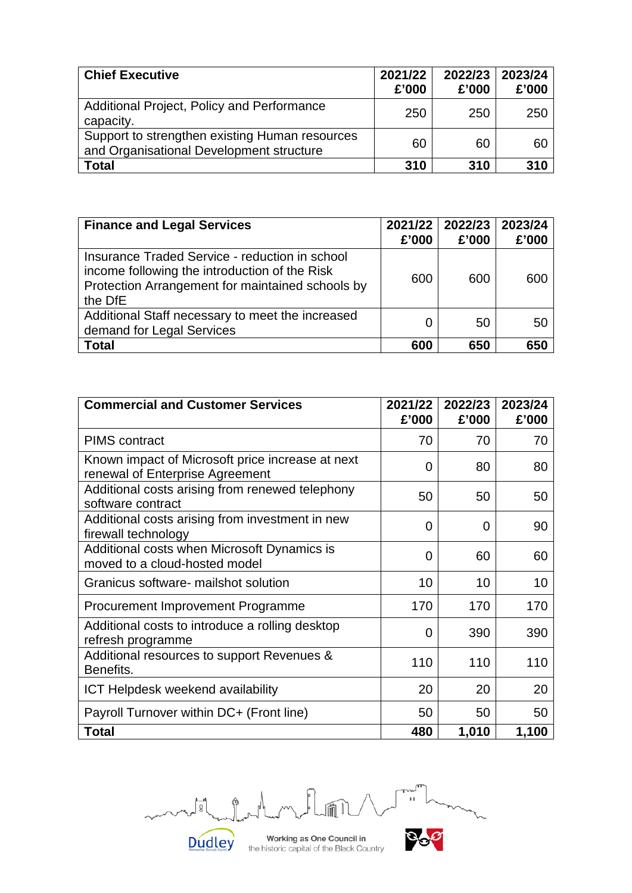| **Chief Executive** | **2021/22 £'000** | **2022/23 £'000** | **2023/24 £'000** |
|---|---|---|---|
| Additional Project, Policy and Performance capacity. | 250 | 250 | 250 |
| Support to strengthen existing Human resources and Organisational Development structure | 60 | 60 | 60 |
| **Total** | **310** | **310** | **310** |

| **Finance and Legal Services** | **2021/22 £'000** | **2022/23 £'000** | **2023/24 £'000** |
|---|---|---|---|
| Insurance Traded Service - reduction in school income following the introduction of the Risk Protection Arrangement for maintained schools by the DfE | 600 | 600 | 600 |
| Additional Staff necessary to meet the increased demand for Legal Services | 0 | 50 | 50 |
| **Total** | **600** | **650** | **650** |

| **Commercial and Customer Services** | **2021/22 £'000** | **2022/23 £'000** | **2023/24 £'000** |
|---|---|---|---|
| PIMS contract | 70 | 70 | 70 |
| Known impact of Microsoft price increase at next renewal of Enterprise Agreement | 0 | 80 | 80 |
| Additional costs arising from renewed telephony software contract | 50 | 50 | 50 |
| Additional costs arising from investment in new firewall technology | 0 | 0 | 90 |
| Additional costs when Microsoft Dynamics is moved to a cloud-hosted model | 0 | 60 | 60 |
| Granicus software- mailshot solution | 10 | 10 | 10 |
| Procurement Improvement Programme | 170 | 170 | 170 |
| Additional costs to introduce a rolling desktop refresh programme | 0 | 390 | 390 |
| Additional resources to support Revenues & Benefits. | 110 | 110 | 110 |
| ICT Helpdesk weekend availability | 20 | 20 | 20 |
| Payroll Turnover within DC+ (Front line) | 50 | 50 | 50 |
| **Total** | **480** | **1,010** | **1,100** |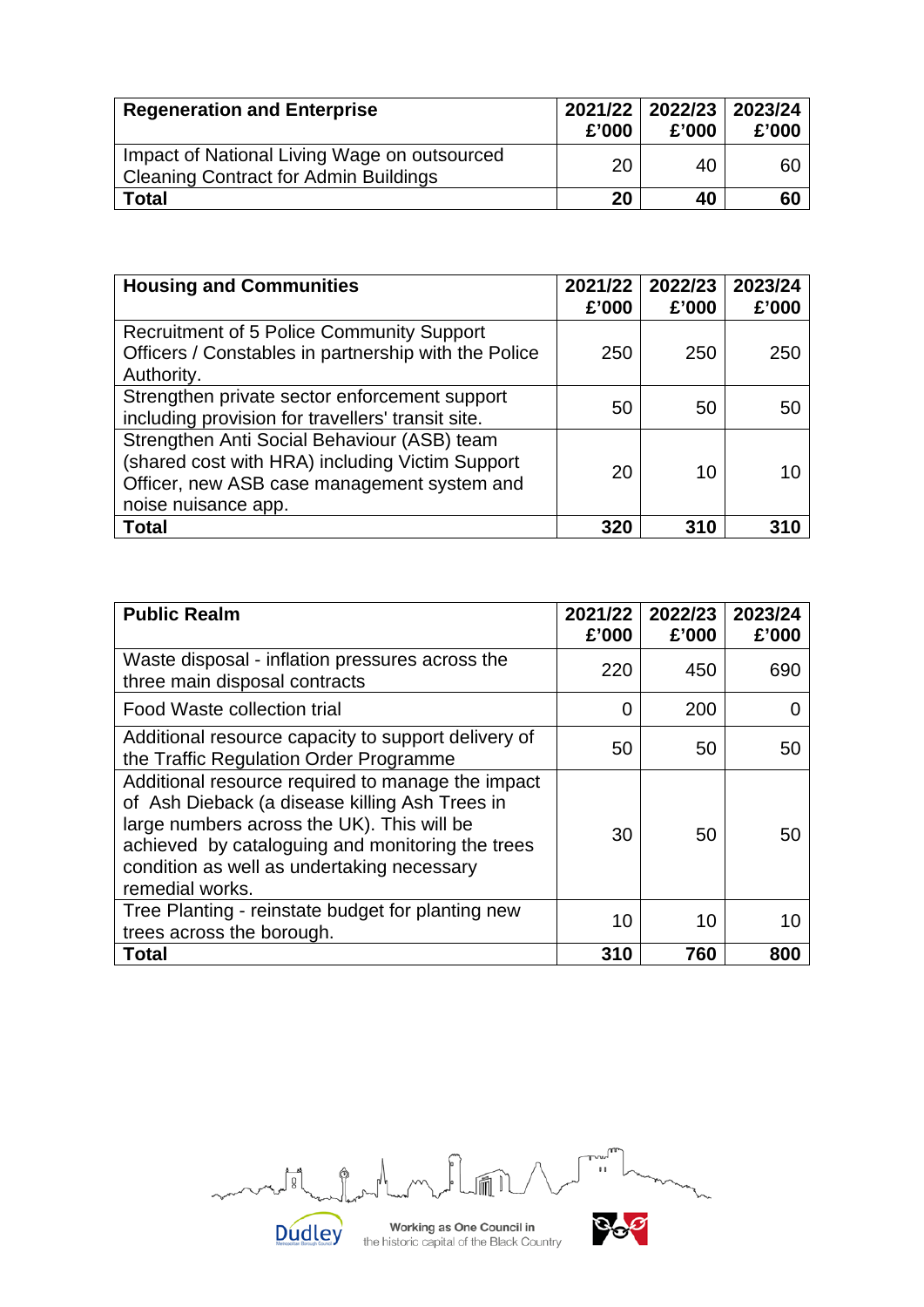| Regeneration and Enterprise | 2021/22 £'000 | 2022/23 £'000 | 2023/24 £'000 |
|---|---|---|---|
| Impact of National Living Wage on outsourced Cleaning Contract for Admin Buildings | 20 | 40 | 60 |
| **Total** | **20** | **40** | **60** |

| Housing and Communities | 2021/22 £'000 | 2022/23 £'000 | 2023/24 £'000 |
|---|---|---|---|
| Recruitment of 5 Police Community Support Officers / Constables in partnership with the Police Authority. | 250 | 250 | 250 |
| Strengthen private sector enforcement support including provision for travellers' transit site. | 50 | 50 | 50 |
| Strengthen Anti Social Behaviour (ASB) team (shared cost with HRA) including Victim Support Officer, new ASB case management system and noise nuisance app. | 20 | 10 | 10 |
| **Total** | **320** | **310** | **310** |

| Public Realm | 2021/22 £'000 | 2022/23 £'000 | 2023/24 £'000 |
|---|---|---|---|
| Waste disposal - inflation pressures across the three main disposal contracts | 220 | 450 | 690 |
| Food Waste collection trial | 0 | 200 | 0 |
| Additional resource capacity to support delivery of the Traffic Regulation Order Programme | 50 | 50 | 50 |
| Additional resource required to manage the impact of Ash Dieback (a disease killing Ash Trees in large numbers across the UK). This will be achieved by cataloguing and monitoring the trees condition as well as undertaking necessary remedial works. | 30 | 50 | 50 |
| Tree Planting - reinstate budget for planting new trees across the borough. | 10 | 10 | 10 |
| **Total** | **310** | **760** | **800** |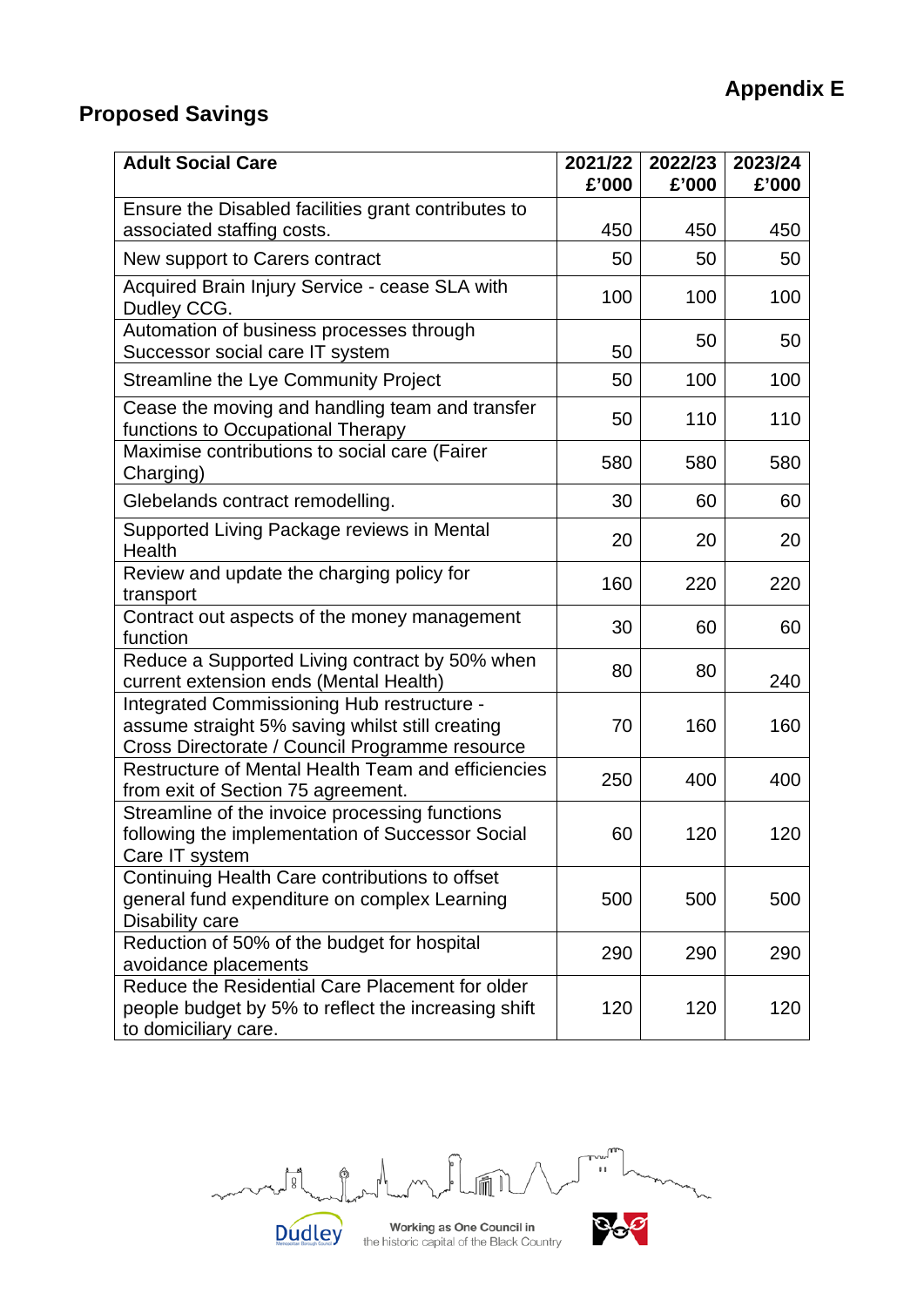Appendix E

## Proposed Savings

| Adult Social Care | 2021/22 £'000 | 2022/23 £'000 | 2023/24 £'000 |
|---|---|---|---|
| Ensure the Disabled facilities grant contributes to associated staffing costs. | 450 | 450 | 450 |
| New support to Carers contract | 50 | 50 | 50 |
| Acquired Brain Injury Service - cease SLA with Dudley CCG. | 100 | 100 | 100 |
| Automation of business processes through Successor social care IT system | 50 | 50 | 50 |
| Streamline the Lye Community Project | 50 | 100 | 100 |
| Cease the moving and handling team and transfer functions to Occupational Therapy | 50 | 110 | 110 |
| Maximise contributions to social care (Fairer Charging) | 580 | 580 | 580 |
| Glebelands contract remodelling. | 30 | 60 | 60 |
| Supported Living Package reviews in Mental Health | 20 | 20 | 20 |
| Review and update the charging policy for transport | 160 | 220 | 220 |
| Contract out aspects of the money management function | 30 | 60 | 60 |
| Reduce a Supported Living contract by 50% when current extension ends (Mental Health) | 80 | 80 | 240 |
| Integrated Commissioning Hub restructure - assume straight 5% saving whilst still creating Cross Directorate / Council Programme resource | 70 | 160 | 160 |
| Restructure of Mental Health Team and efficiencies from exit of Section 75 agreement. | 250 | 400 | 400 |
| Streamline of the invoice processing functions following the implementation of Successor Social Care IT system | 60 | 120 | 120 |
| Continuing Health Care contributions to offset general fund expenditure on complex Learning Disability care | 500 | 500 | 500 |
| Reduction of 50% of the budget for hospital avoidance placements | 290 | 290 | 290 |
| Reduce the Residential Care Placement for older people budget by 5% to reflect the increasing shift to domiciliary care. | 120 | 120 | 120 |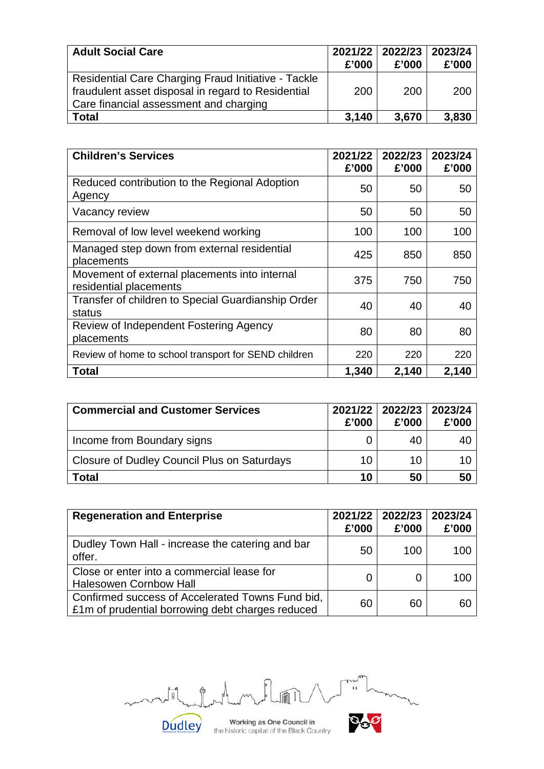| Adult Social Care | 2021/22 £'000 | 2022/23 £'000 | 2023/24 £'000 |
|---|---|---|---|
| Residential Care Charging Fraud Initiative - Tackle fraudulent asset disposal in regard to Residential Care financial assessment and charging | 200 | 200 | 200 |
| **Total** | **3,140** | **3,670** | **3,830** |

| Children's Services | 2021/22 £'000 | 2022/23 £'000 | 2023/24 £'000 |
|---|---|---|---|
| Reduced contribution to the Regional Adoption Agency | 50 | 50 | 50 |
| Vacancy review | 50 | 50 | 50 |
| Removal of low level weekend working | 100 | 100 | 100 |
| Managed step down from external residential placements | 425 | 850 | 850 |
| Movement of external placements into internal residential placements | 375 | 750 | 750 |
| Transfer of children to Special Guardianship Order status | 40 | 40 | 40 |
| Review of Independent Fostering Agency placements | 80 | 80 | 80 |
| Review of home to school transport for SEND children | 220 | 220 | 220 |
| **Total** | **1,340** | **2,140** | **2,140** |

| Commercial and Customer Services | 2021/22 £'000 | 2022/23 £'000 | 2023/24 £'000 |
|---|---|---|---|
| Income from Boundary signs | 0 | 40 | 40 |
| Closure of Dudley Council Plus on Saturdays | 10 | 10 | 10 |
| **Total** | **10** | **50** | **50** |

| Regeneration and Enterprise | 2021/22 £'000 | 2022/23 £'000 | 2023/24 £'000 |
|---|---|---|---|
| Dudley Town Hall - increase the catering and bar offer. | 50 | 100 | 100 |
| Close or enter into a commercial lease for Halesowen Cornbow Hall | 0 | 0 | 100 |
| Confirmed success of Accelerated Towns Fund bid, £1m of prudential borrowing debt charges reduced | 60 | 60 | 60 |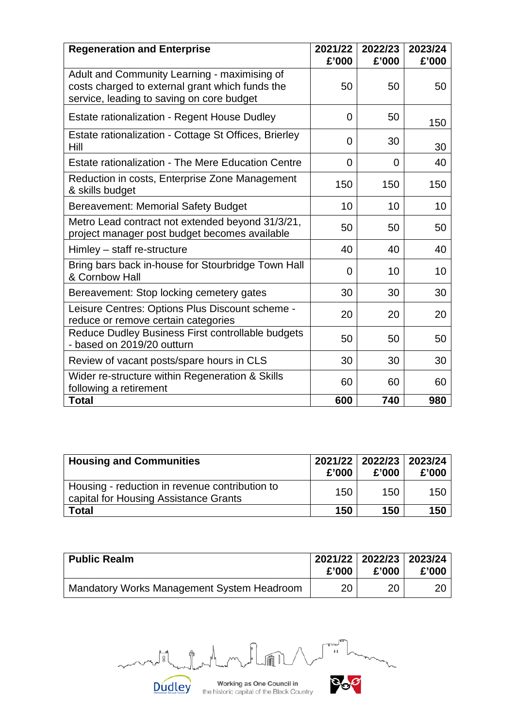| Regeneration and Enterprise | 2021/22 £'000 | 2022/23 £'000 | 2023/24 £'000 |
|---|---|---|---|
| Adult and Community Learning - maximising of costs charged to external grant which funds the service, leading to saving on core budget | 50 | 50 | 50 |
| Estate rationalization - Regent House Dudley | 0 | 50 | 150 |
| Estate rationalization - Cottage St Offices, Brierley Hill | 0 | 30 | 30 |
| Estate rationalization - The Mere Education Centre | 0 | 0 | 40 |
| Reduction in costs, Enterprise Zone Management & skills budget | 150 | 150 | 150 |
| Bereavement: Memorial Safety Budget | 10 | 10 | 10 |
| Metro Lead contract not extended beyond 31/3/21, project manager post budget becomes available | 50 | 50 | 50 |
| Himley – staff re-structure | 40 | 40 | 40 |
| Bring bars back in-house for Stourbridge Town Hall & Cornbow Hall | 0 | 10 | 10 |
| Bereavement: Stop locking cemetery gates | 30 | 30 | 30 |
| Leisure Centres: Options Plus Discount scheme - reduce or remove certain categories | 20 | 20 | 20 |
| Reduce Dudley Business First controllable budgets - based on 2019/20 outturn | 50 | 50 | 50 |
| Review of vacant posts/spare hours in CLS | 30 | 30 | 30 |
| Wider re-structure within Regeneration & Skills following a retirement | 60 | 60 | 60 |
| **Total** | **600** | **740** | **980** |

| Housing and Communities | 2021/22 £'000 | 2022/23 £'000 | 2023/24 £'000 |
|---|---|---|---|
| Housing - reduction in revenue contribution to capital for Housing Assistance Grants | 150 | 150 | 150 |
| **Total** | **150** | **150** | **150** |

| Public Realm | 2021/22 £'000 | 2022/23 £'000 | 2023/24 £'000 |
|---|---|---|---|
| Mandatory Works Management System Headroom | 20 | 20 | 20 |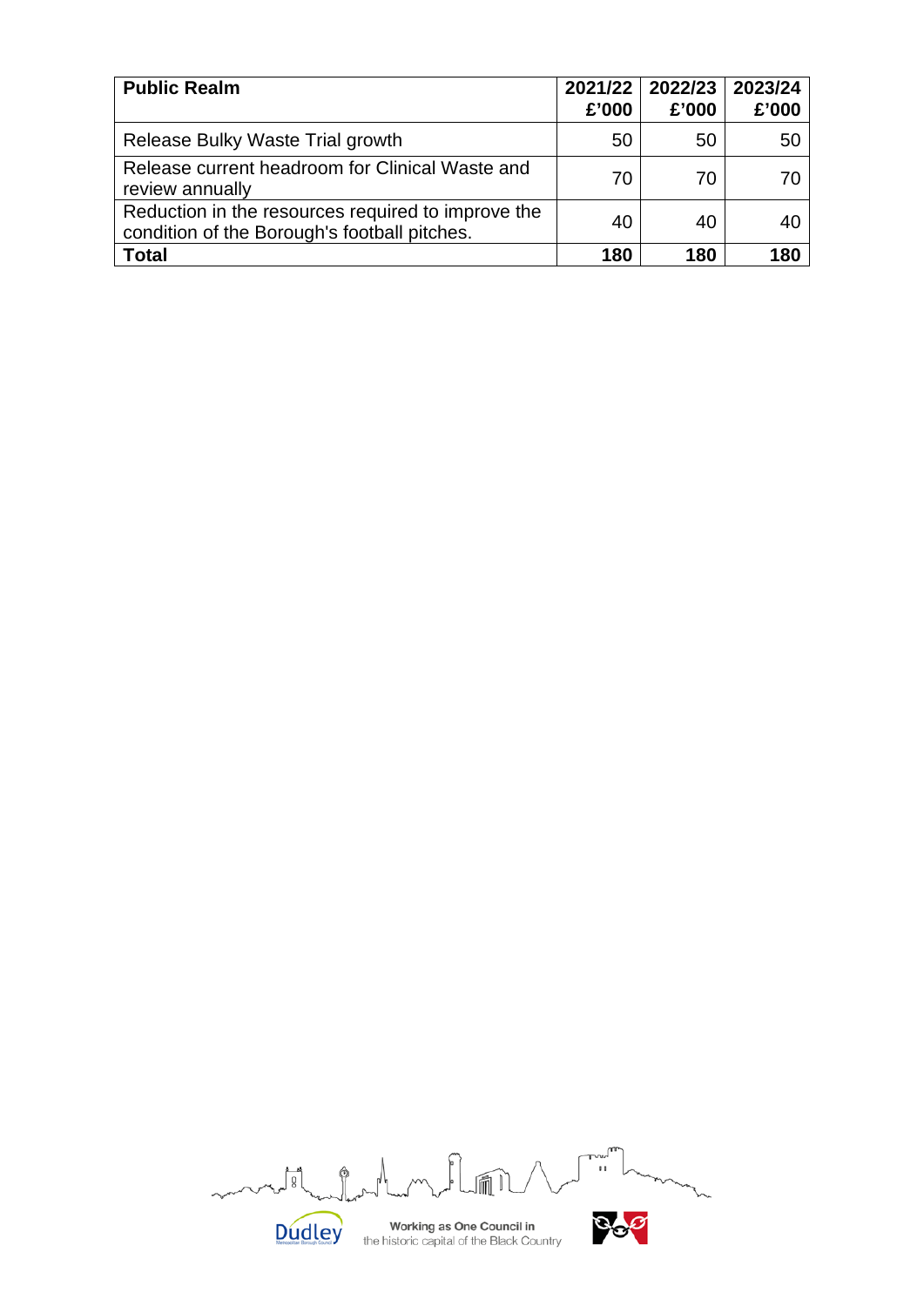| Public Realm | 2021/22 £'000 | 2022/23 £'000 | 2023/24 £'000 |
|---|---|---|---|
| Release Bulky Waste Trial growth | 50 | 50 | 50 |
| Release current headroom for Clinical Waste and review annually | 70 | 70 | 70 |
| Reduction in the resources required to improve the condition of the Borough's football pitches. | 40 | 40 | 40 |
| **Total** | **180** | **180** | **180** |